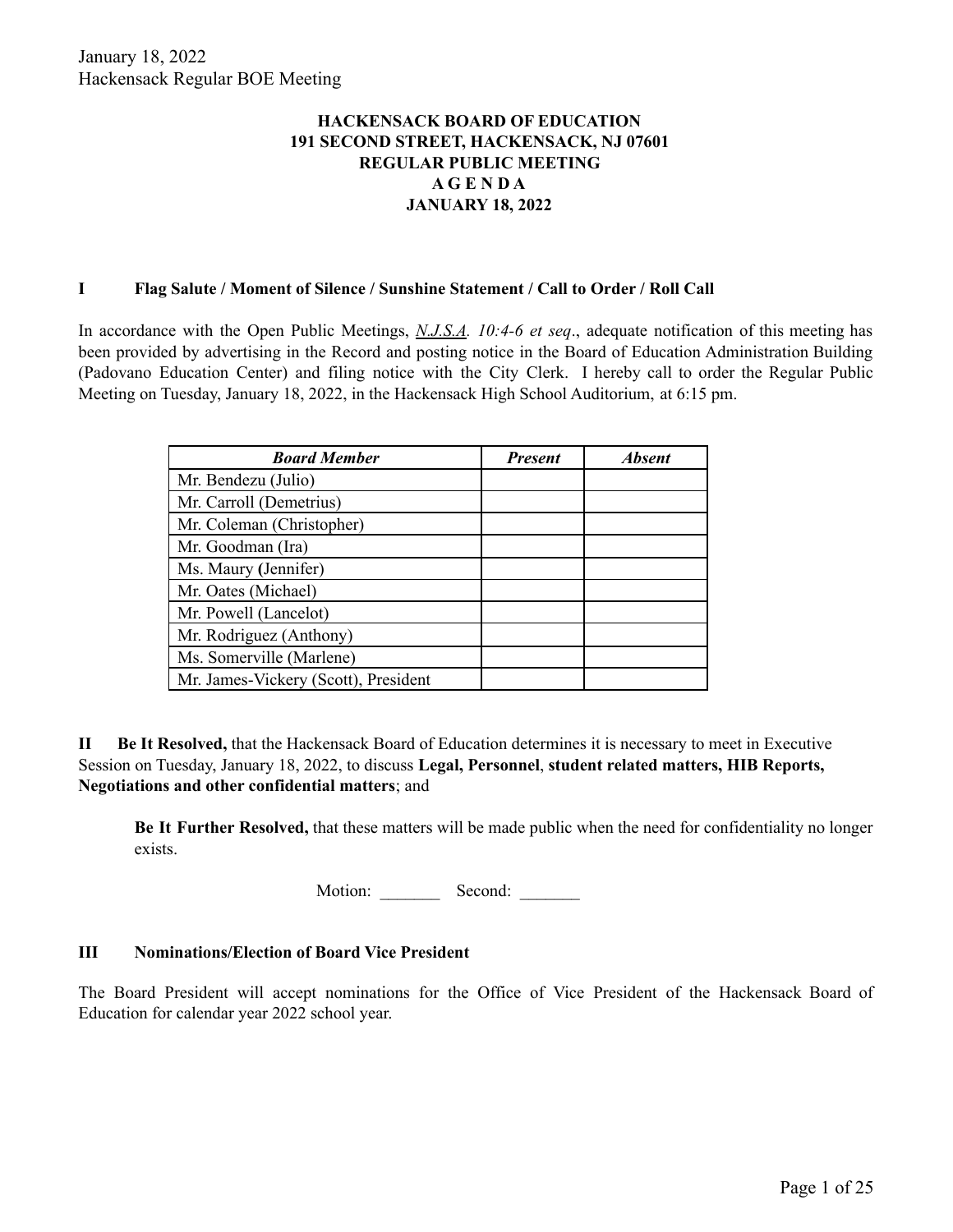**HACKENSACK BOARD OF EDUCATION**
**191 SECOND STREET, HACKENSACK, NJ 07601**
**REGULAR PUBLIC MEETING**
**A G E N D A**
**JANUARY 18, 2022**

### I Flag Salute / Moment of Silence / Sunshine Statement / Call to Order / Roll Call

In accordance with the Open Public Meetings, *N.J.S.A. 10:4-6 et seq*., adequate notification of this meeting has been provided by advertising in the Record and posting notice in the Board of Education Administration Building (Padovano Education Center) and filing notice with the City Clerk. I hereby call to order the Regular Public Meeting on Tuesday, January 18, 2022, in the Hackensack High School Auditorium, at 6:15 pm.

| ***Board Member*** | ***Present*** | ***Absent*** |
|---|---|---|
| Mr. Bendezu (Julio) | | |
| Mr. Carroll (Demetrius) | | |
| Mr. Coleman (Christopher) | | |
| Mr. Goodman (Ira) | | |
| Ms. Maury (Jennifer) | | |
| Mr. Oates (Michael) | | |
| Mr. Powell (Lancelot) | | |
| Mr. Rodriguez (Anthony) | | |
| Ms. Somerville (Marlene) | | |
| Mr. James-Vickery (Scott), President | | |

**II Be It Resolved,** that the Hackensack Board of Education determines it is necessary to meet in Executive Session on Tuesday, January 18, 2022, to discuss **Legal, Personnel**, **student related matters, HIB Reports, Negotiations and other confidential matters**; and

**Be It Further Resolved,** that these matters will be made public when the need for confidentiality no longer exists.

Motion: _______ Second: _______

### III Nominations/Election of Board Vice President

The Board President will accept nominations for the Office of Vice President of the Hackensack Board of Education for calendar year 2022 school year.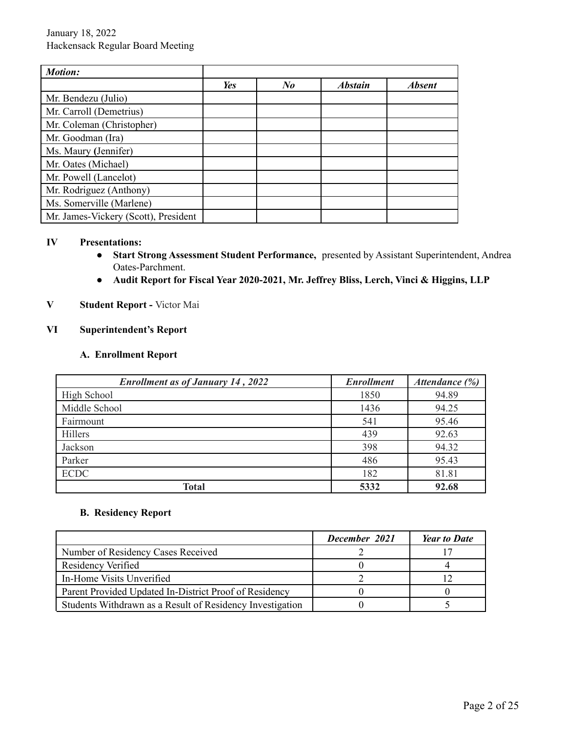| *Motion:* | | | | |
|---|---|---|---|---|
| | ***Yes*** | ***No*** | ***Abstain*** | ***Absent*** |
| Mr. Bendezu (Julio) | | | | |
| Mr. Carroll (Demetrius) | | | | |
| Mr. Coleman (Christopher) | | | | |
| Mr. Goodman (Ira) | | | | |
| Ms. Maury (Jennifer) | | | | |
| Mr. Oates (Michael) | | | | |
| Mr. Powell (Lancelot) | | | | |
| Mr. Rodriguez (Anthony) | | | | |
| Ms. Somerville (Marlene) | | | | |
| Mr. James-Vickery (Scott), President | | | | |

## IV Presentations:

- **Start Strong Assessment Student Performance,** presented by Assistant Superintendent, Andrea Oates-Parchment.
- **Audit Report for Fiscal Year 2020-2021, Mr. Jeffrey Bliss, Lerch, Vinci & Higgins, LLP**

## V Student Report - Victor Mai

## VI Superintendent's Report

### A. Enrollment Report

| *Enrollment as of January 14 , 2022* | *Enrollment* | *Attendance (%)* |
|---|---|---|
| High School | 1850 | 94.89 |
| Middle School | 1436 | 94.25 |
| Fairmount | 541 | 95.46 |
| Hillers | 439 | 92.63 |
| Jackson | 398 | 94.32 |
| Parker | 486 | 95.43 |
| ECDC | 182 | 81.81 |
| **Total** | **5332** | **92.68** |

### B. Residency Report

| | *December 2021* | *Year to Date* |
|---|---|---|
| Number of Residency Cases Received | 2 | 17 |
| Residency Verified | 0 | 4 |
| In-Home Visits Unverified | 2 | 12 |
| Parent Provided Updated In-District Proof of Residency | 0 | 0 |
| Students Withdrawn as a Result of Residency Investigation | 0 | 5 |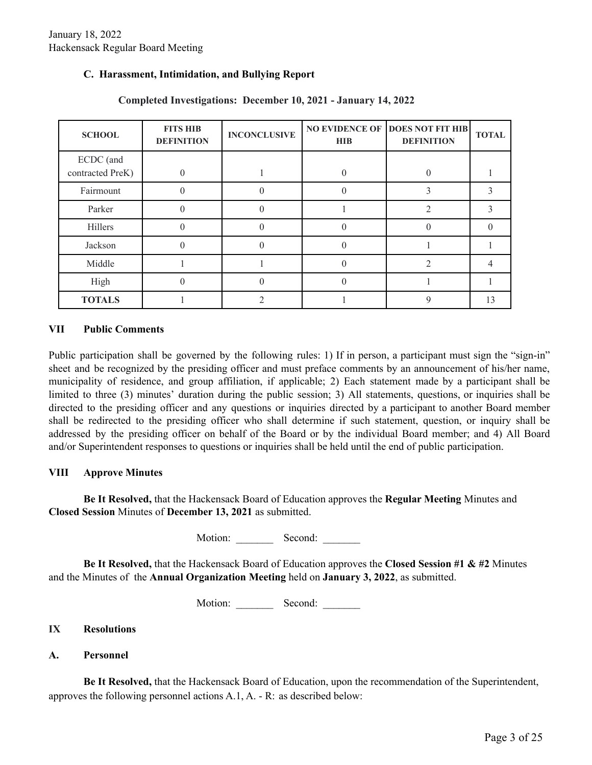### C. Harassment, Intimidation, and Bullying Report

**Completed Investigations: December 10, 2021 - January 14, 2022**

| SCHOOL | FITS HIB DEFINITION | INCONCLUSIVE | NO EVIDENCE OF HIB | DOES NOT FIT HIB DEFINITION | TOTAL |
|---|---|---|---|---|---|
| ECDC (and contracted PreK) | 0 | 1 | 0 | 0 | 1 |
| Fairmount | 0 | 0 | 0 | 3 | 3 |
| Parker | 0 | 0 | 1 | 2 | 3 |
| Hillers | 0 | 0 | 0 | 0 | 0 |
| Jackson | 0 | 0 | 0 | 1 | 1 |
| Middle | 1 | 1 | 0 | 2 | 4 |
| High | 0 | 0 | 0 | 1 | 1 |
| **TOTALS** | 1 | 2 | 1 | 9 | 13 |

## VII Public Comments

Public participation shall be governed by the following rules: 1) If in person, a participant must sign the "sign-in" sheet and be recognized by the presiding officer and must preface comments by an announcement of his/her name, municipality of residence, and group affiliation, if applicable; 2) Each statement made by a participant shall be limited to three (3) minutes' duration during the public session; 3) All statements, questions, or inquiries shall be directed to the presiding officer and any questions or inquiries directed by a participant to another Board member shall be redirected to the presiding officer who shall determine if such statement, question, or inquiry shall be addressed by the presiding officer on behalf of the Board or by the individual Board member; and 4) All Board and/or Superintendent responses to questions or inquiries shall be held until the end of public participation.

## VIII Approve Minutes

**Be It Resolved,** that the Hackensack Board of Education approves the **Regular Meeting** Minutes and **Closed Session** Minutes of **December 13, 2021** as submitted.

Motion: _______ Second: _______

**Be It Resolved,** that the Hackensack Board of Education approves the **Closed Session #1 & #2** Minutes and the Minutes of the **Annual Organization Meeting** held on **January 3, 2022**, as submitted.

Motion: _______ Second: _______

## IX Resolutions

### A. Personnel

**Be It Resolved,** that the Hackensack Board of Education, upon the recommendation of the Superintendent, approves the following personnel actions A.1, A. - R: as described below: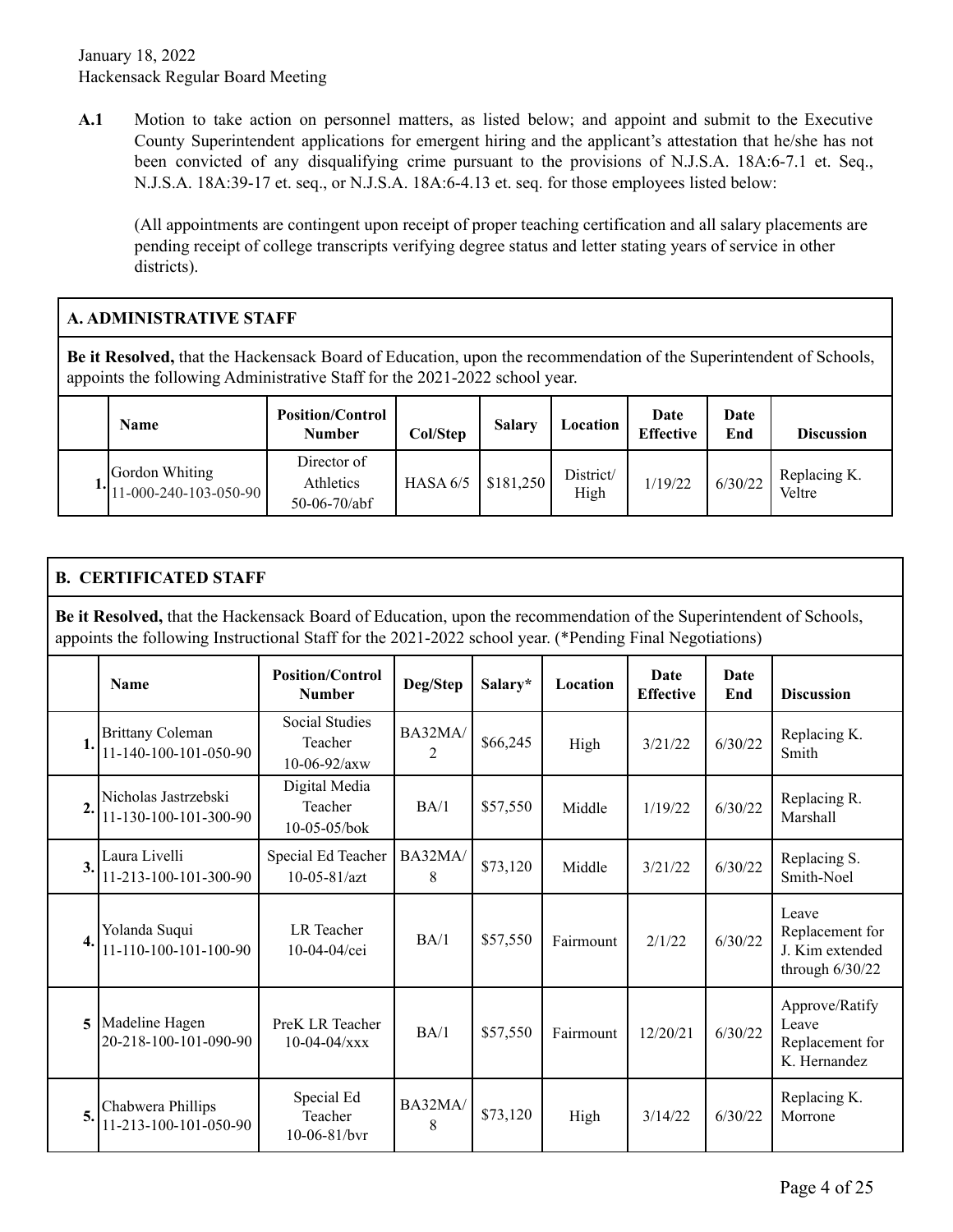January 18, 2022
Hackensack Regular Board Meeting

**A.1** Motion to take action on personnel matters, as listed below; and appoint and submit to the Executive County Superintendent applications for emergent hiring and the applicant's attestation that he/she has not been convicted of any disqualifying crime pursuant to the provisions of N.J.S.A. 18A:6-7.1 et. Seq., N.J.S.A. 18A:39-17 et. seq., or N.J.S.A. 18A:6-4.13 et. seq. for those employees listed below:

(All appointments are contingent upon receipt of proper teaching certification and all salary placements are pending receipt of college transcripts verifying degree status and letter stating years of service in other districts).

## A. ADMINISTRATIVE STAFF

**Be it Resolved,** that the Hackensack Board of Education, upon the recommendation of the Superintendent of Schools, appoints the following Administrative Staff for the 2021-2022 school year.

| | Name | Position/Control Number | Col/Step | Salary | Location | Date Effective | Date End | Discussion |
|---|---|---|---|---|---|---|---|---|
| 1. | Gordon Whiting 11-000-240-103-050-90 | Director of Athletics 50-06-70/abf | HASA 6/5 | $181,250 | District/ High | 1/19/22 | 6/30/22 | Replacing K. Veltre |

## B. CERTIFICATED STAFF

**Be it Resolved,** that the Hackensack Board of Education, upon the recommendation of the Superintendent of Schools, appoints the following Instructional Staff for the 2021-2022 school year. (*Pending Final Negotiations)

| | Name | Position/Control Number | Deg/Step | Salary* | Location | Date Effective | Date End | Discussion |
|---|---|---|---|---|---|---|---|---|
| 1. | Brittany Coleman 11-140-100-101-050-90 | Social Studies Teacher 10-06-92/axw | BA32MA/2 | $66,245 | High | 3/21/22 | 6/30/22 | Replacing K. Smith |
| 2. | Nicholas Jastrzebski 11-130-100-101-300-90 | Digital Media Teacher 10-05-05/bok | BA/1 | $57,550 | Middle | 1/19/22 | 6/30/22 | Replacing R. Marshall |
| 3. | Laura Livelli 11-213-100-101-300-90 | Special Ed Teacher 10-05-81/azt | BA32MA/8 | $73,120 | Middle | 3/21/22 | 6/30/22 | Replacing S. Smith-Noel |
| 4. | Yolanda Suqui 11-110-100-101-100-90 | LR Teacher 10-04-04/cei | BA/1 | $57,550 | Fairmount | 2/1/22 | 6/30/22 | Leave Replacement for J. Kim extended through 6/30/22 |
| 5 | Madeline Hagen 20-218-100-101-090-90 | PreK LR Teacher 10-04-04/xxx | BA/1 | $57,550 | Fairmount | 12/20/21 | 6/30/22 | Approve/Ratify Leave Replacement for K. Hernandez |
| 5. | Chabwera Phillips 11-213-100-101-050-90 | Special Ed Teacher 10-06-81/bvr | BA32MA/8 | $73,120 | High | 3/14/22 | 6/30/22 | Replacing K. Morrone |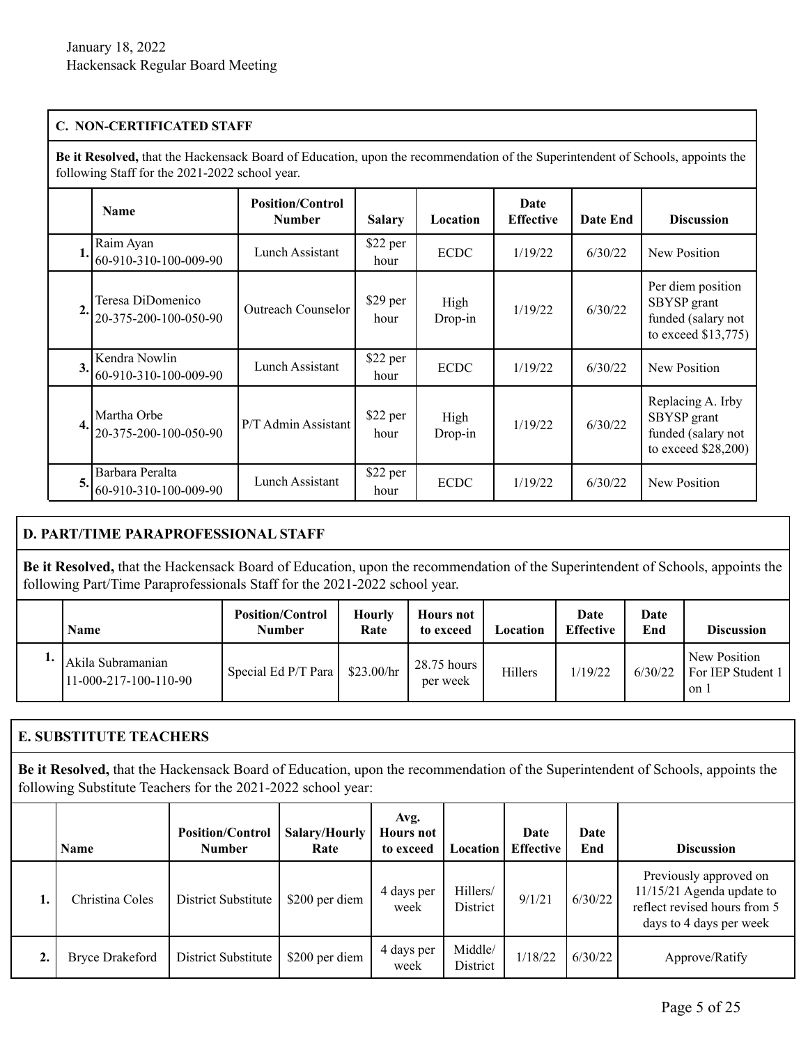### C. NON-CERTIFICATED STAFF

**Be it Resolved,** that the Hackensack Board of Education, upon the recommendation of the Superintendent of Schools, appoints the following Staff for the 2021-2022 school year.

| | Name | Position/Control Number | Salary | Location | Date Effective | Date End | Discussion |
|---|---|---|---|---|---|---|---|
| 1. | Raim Ayan 60-910-310-100-009-90 | Lunch Assistant | $22 per hour | ECDC | 1/19/22 | 6/30/22 | New Position |
| 2. | Teresa DiDomenico 20-375-200-100-050-90 | Outreach Counselor | $29 per hour | High Drop-in | 1/19/22 | 6/30/22 | Per diem position SBYSP grant funded (salary not to exceed $13,775) |
| 3. | Kendra Nowlin 60-910-310-100-009-90 | Lunch Assistant | $22 per hour | ECDC | 1/19/22 | 6/30/22 | New Position |
| 4. | Martha Orbe 20-375-200-100-050-90 | P/T Admin Assistant | $22 per hour | High Drop-in | 1/19/22 | 6/30/22 | Replacing A. Irby SBYSP grant funded (salary not to exceed $28,200) |
| 5. | Barbara Peralta 60-910-310-100-009-90 | Lunch Assistant | $22 per hour | ECDC | 1/19/22 | 6/30/22 | New Position |

### D. PART/TIME PARAPROFESSIONAL STAFF

**Be it Resolved,** that the Hackensack Board of Education, upon the recommendation of the Superintendent of Schools, appoints the following Part/Time Paraprofessionals Staff for the 2021-2022 school year.

| | Name | Position/Control Number | Hourly Rate | Hours not to exceed | Location | Date Effective | Date End | Discussion |
|---|---|---|---|---|---|---|---|---|
| 1. | Akila Subramanian 11-000-217-100-110-90 | Special Ed P/T Para | $23.00/hr | 28.75 hours per week | Hillers | 1/19/22 | 6/30/22 | New Position For IEP Student 1 on 1 |

### E. SUBSTITUTE TEACHERS

**Be it Resolved,** that the Hackensack Board of Education, upon the recommendation of the Superintendent of Schools, appoints the following Substitute Teachers for the 2021-2022 school year:

| | Name | Position/Control Number | Salary/Hourly Rate | Avg. Hours not to exceed | Location | Date Effective | Date End | Discussion |
|---|---|---|---|---|---|---|---|---|
| 1. | Christina Coles | District Substitute | $200 per diem | 4 days per week | Hillers/ District | 9/1/21 | 6/30/22 | Previously approved on 11/15/21 Agenda update to reflect revised hours from 5 days to 4 days per week |
| 2. | Bryce Drakeford | District Substitute | $200 per diem | 4 days per week | Middle/ District | 1/18/22 | 6/30/22 | Approve/Ratify |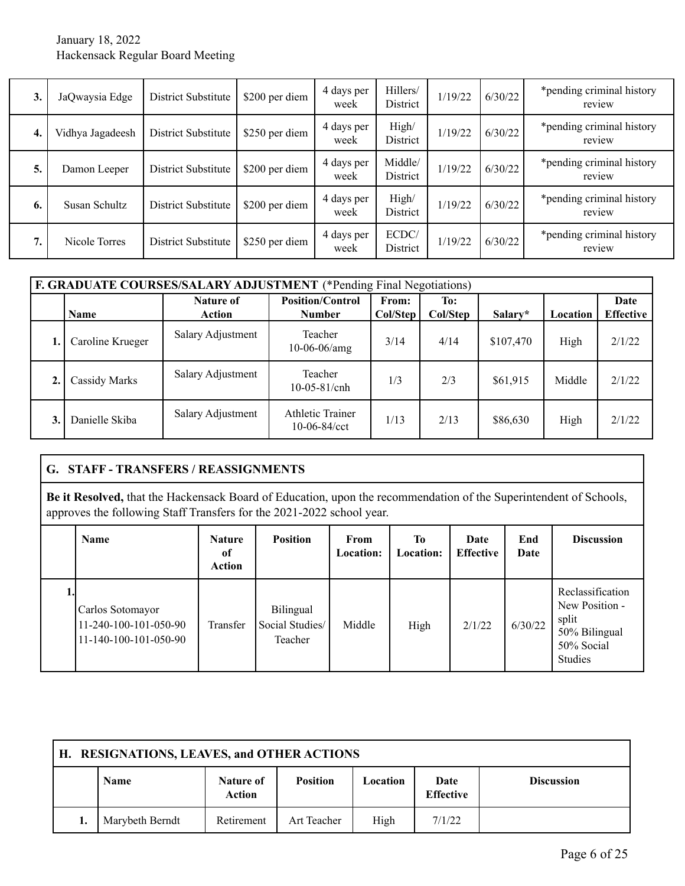January 18, 2022
Hackensack Regular Board Meeting

| | | | | | | | | |
|---|---|---|---|---|---|---|---|---|
| 3. | JaQwaysia Edge | District Substitute | $200 per diem | 4 days per week | Hillers/ District | 1/19/22 | 6/30/22 | *pending criminal history review |
| 4. | Vidhya Jagadeesh | District Substitute | $250 per diem | 4 days per week | High/ District | 1/19/22 | 6/30/22 | *pending criminal history review |
| 5. | Damon Leeper | District Substitute | $200 per diem | 4 days per week | Middle/ District | 1/19/22 | 6/30/22 | *pending criminal history review |
| 6. | Susan Schultz | District Substitute | $200 per diem | 4 days per week | High/ District | 1/19/22 | 6/30/22 | *pending criminal history review |
| 7. | Nicole Torres | District Substitute | $250 per diem | 4 days per week | ECDC/ District | 1/19/22 | 6/30/22 | *pending criminal history review |

**F. GRADUATE COURSES/SALARY ADJUSTMENT** (*Pending Final Negotiations)

| | Name | Nature of Action | Position/Control Number | From: Col/Step | To: Col/Step | Salary* | Location | Date Effective |
|---|---|---|---|---|---|---|---|---|
| 1. | Caroline Krueger | Salary Adjustment | Teacher 10-06-06/amg | 3/14 | 4/14 | $107,470 | High | 2/1/22 |
| 2. | Cassidy Marks | Salary Adjustment | Teacher 10-05-81/cnh | 1/3 | 2/3 | $61,915 | Middle | 2/1/22 |
| 3. | Danielle Skiba | Salary Adjustment | Athletic Trainer 10-06-84/cct | 1/13 | 2/13 | $86,630 | High | 2/1/22 |

**G. STAFF - TRANSFERS / REASSIGNMENTS**

**Be it Resolved,** that the Hackensack Board of Education, upon the recommendation of the Superintendent of Schools, approves the following Staff Transfers for the 2021-2022 school year.

| | Name | Nature of Action | Position | From Location: | To Location: | Date Effective | End Date | Discussion |
|---|---|---|---|---|---|---|---|---|
| 1. | Carlos Sotomayor 11-240-100-101-050-90 11-140-100-101-050-90 | Transfer | Bilingual Social Studies/ Teacher | Middle | High | 2/1/22 | 6/30/22 | Reclassification New Position - split 50% Bilingual 50% Social Studies |

**H. RESIGNATIONS, LEAVES, and OTHER ACTIONS**

| | Name | Nature of Action | Position | Location | Date Effective | Discussion |
|---|---|---|---|---|---|---|
| 1. | Marybeth Berndt | Retirement | Art Teacher | High | 7/1/22 | |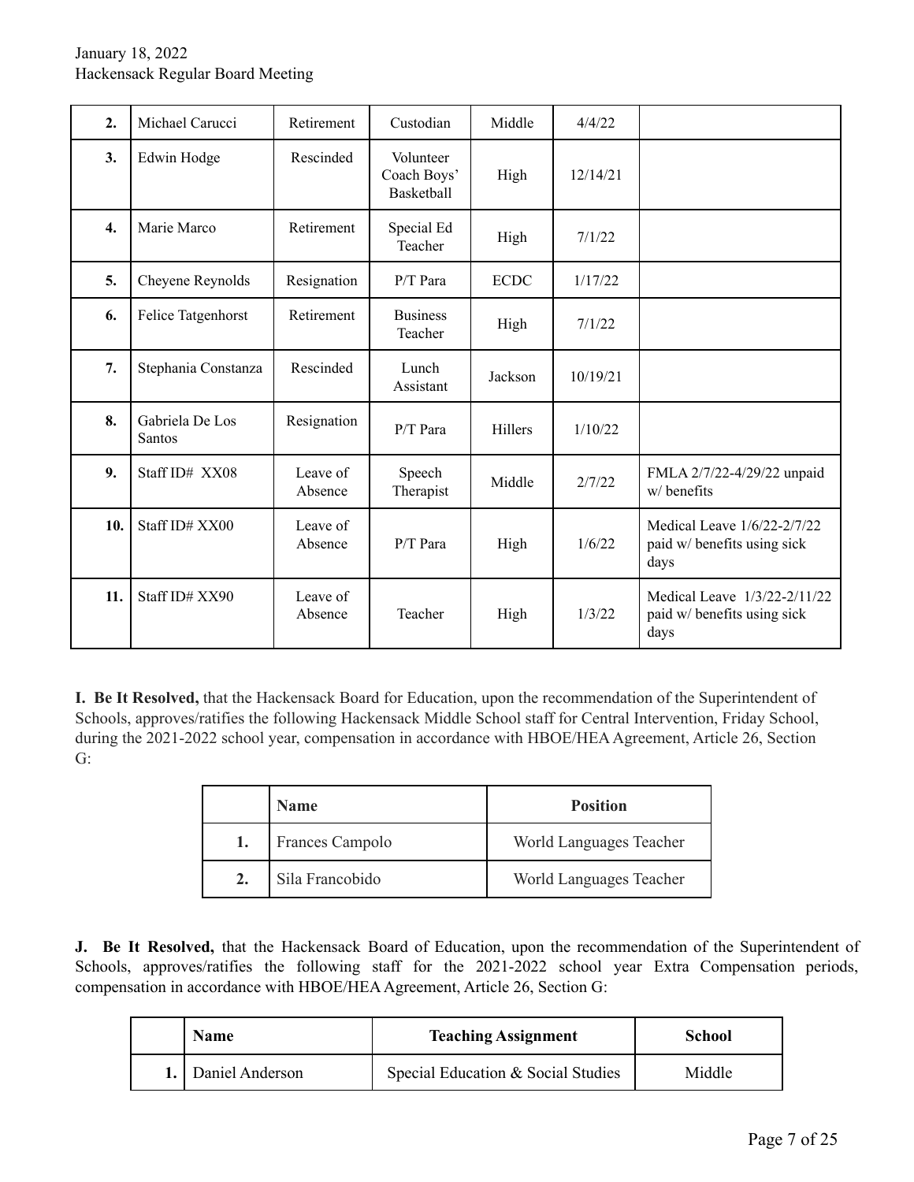| | | | | | | |
|---|---|---|---|---|---|---|
| **2.** | Michael Carucci | Retirement | Custodian | Middle | 4/4/22 | |
| **3.** | Edwin Hodge | Rescinded | Volunteer Coach Boys' Basketball | High | 12/14/21 | |
| **4.** | Marie Marco | Retirement | Special Ed Teacher | High | 7/1/22 | |
| **5.** | Cheyene Reynolds | Resignation | P/T Para | ECDC | 1/17/22 | |
| **6.** | Felice Tatgenhorst | Retirement | Business Teacher | High | 7/1/22 | |
| **7.** | Stephania Constanza | Rescinded | Lunch Assistant | Jackson | 10/19/21 | |
| **8.** | Gabriela De Los Santos | Resignation | P/T Para | Hillers | 1/10/22 | |
| **9.** | Staff ID# XX08 | Leave of Absence | Speech Therapist | Middle | 2/7/22 | FMLA 2/7/22-4/29/22 unpaid w/ benefits |
| **10.** | Staff ID# XX00 | Leave of Absence | P/T Para | High | 1/6/22 | Medical Leave 1/6/22-2/7/22 paid w/ benefits using sick days |
| **11.** | Staff ID# XX90 | Leave of Absence | Teacher | High | 1/3/22 | Medical Leave 1/3/22-2/11/22 paid w/ benefits using sick days |

**I. Be It Resolved,** that the Hackensack Board for Education, upon the recommendation of the Superintendent of Schools, approves/ratifies the following Hackensack Middle School staff for Central Intervention, Friday School, during the 2021-2022 school year, compensation in accordance with HBOE/HEA Agreement, Article 26, Section G:

| | Name | Position |
|---|---|---|
| **1.** | Frances Campolo | World Languages Teacher |
| **2.** | Sila Francobido | World Languages Teacher |

**J. Be It Resolved,** that the Hackensack Board of Education, upon the recommendation of the Superintendent of Schools, approves/ratifies the following staff for the 2021-2022 school year Extra Compensation periods, compensation in accordance with HBOE/HEA Agreement, Article 26, Section G:

| | Name | Teaching Assignment | School |
|---|---|---|---|
| **1.** | Daniel Anderson | Special Education & Social Studies | Middle |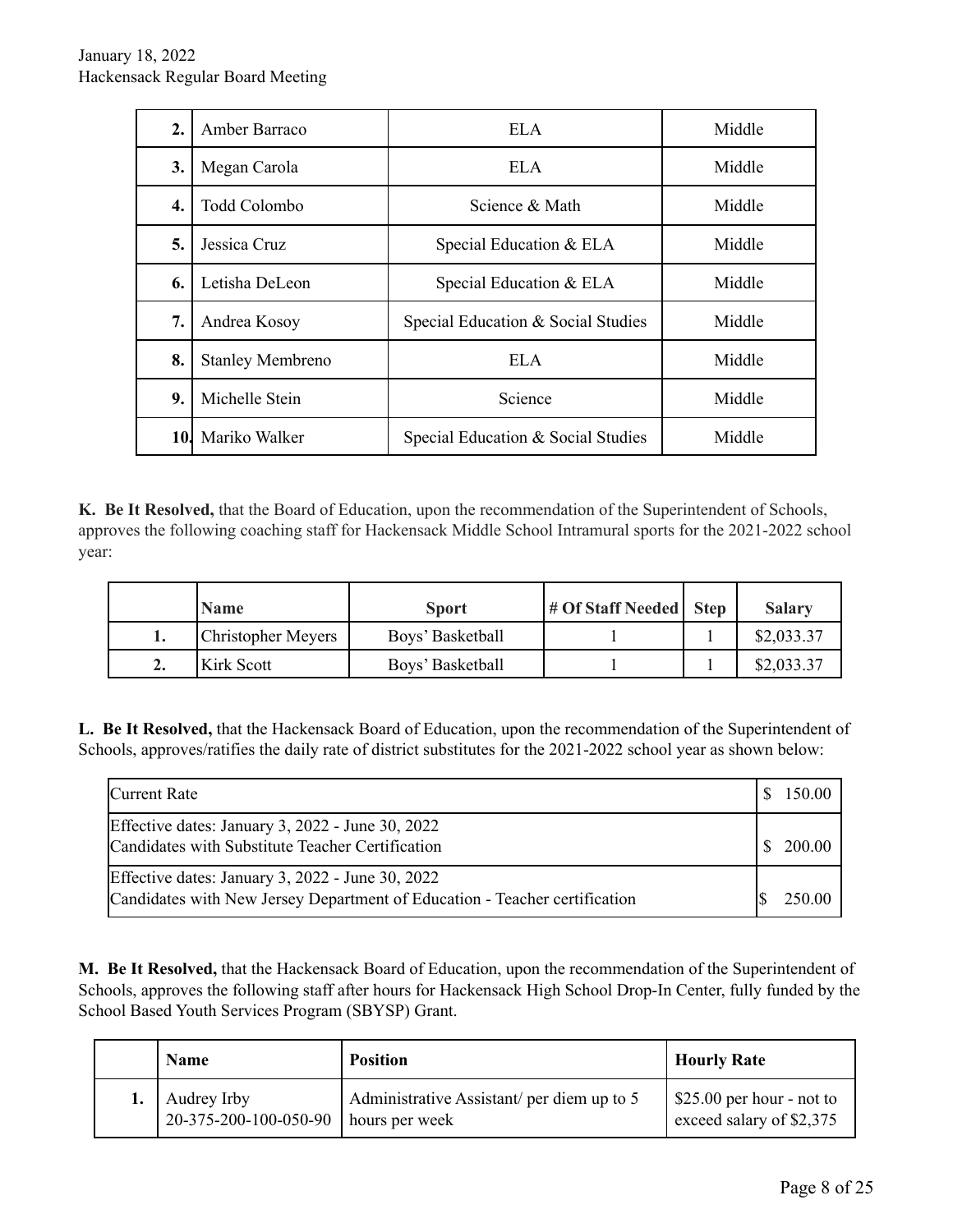| | | | |
|---|---|---|---|
| **2.** | Amber Barraco | ELA | Middle |
| **3.** | Megan Carola | ELA | Middle |
| **4.** | Todd Colombo | Science & Math | Middle |
| **5.** | Jessica Cruz | Special Education & ELA | Middle |
| **6.** | Letisha DeLeon | Special Education & ELA | Middle |
| **7.** | Andrea Kosoy | Special Education & Social Studies | Middle |
| **8.** | Stanley Membreno | ELA | Middle |
| **9.** | Michelle Stein | Science | Middle |
| **10.** | Mariko Walker | Special Education & Social Studies | Middle |

**K. Be It Resolved,** that the Board of Education, upon the recommendation of the Superintendent of Schools, approves the following coaching staff for Hackensack Middle School Intramural sports for the 2021-2022 school year:

| | Name | Sport | # Of Staff Needed | Step | Salary |
|---|---|---|---|---|---|
| **1.** | Christopher Meyers | Boys' Basketball | 1 | 1 | $2,033.37 |
| **2.** | Kirk Scott | Boys' Basketball | 1 | 1 | $2,033.37 |

**L. Be It Resolved,** that the Hackensack Board of Education, upon the recommendation of the Superintendent of Schools, approves/ratifies the daily rate of district substitutes for the 2021-2022 school year as shown below:

| | |
|---|---|
| Current Rate | $ 150.00 |
| Effective dates: January 3, 2022 - June 30, 2022<br>Candidates with Substitute Teacher Certification | $ 200.00 |
| Effective dates: January 3, 2022 - June 30, 2022<br>Candidates with New Jersey Department of Education - Teacher certification | $ 250.00 |

**M. Be It Resolved,** that the Hackensack Board of Education, upon the recommendation of the Superintendent of Schools, approves the following staff after hours for Hackensack High School Drop-In Center, fully funded by the School Based Youth Services Program (SBYSP) Grant.

| | Name | Position | Hourly Rate |
|---|---|---|---|
| **1.** | Audrey Irby<br>20-375-200-100-050-90 | Administrative Assistant/ per diem up to 5 hours per week | $25.00 per hour - not to exceed salary of $2,375 |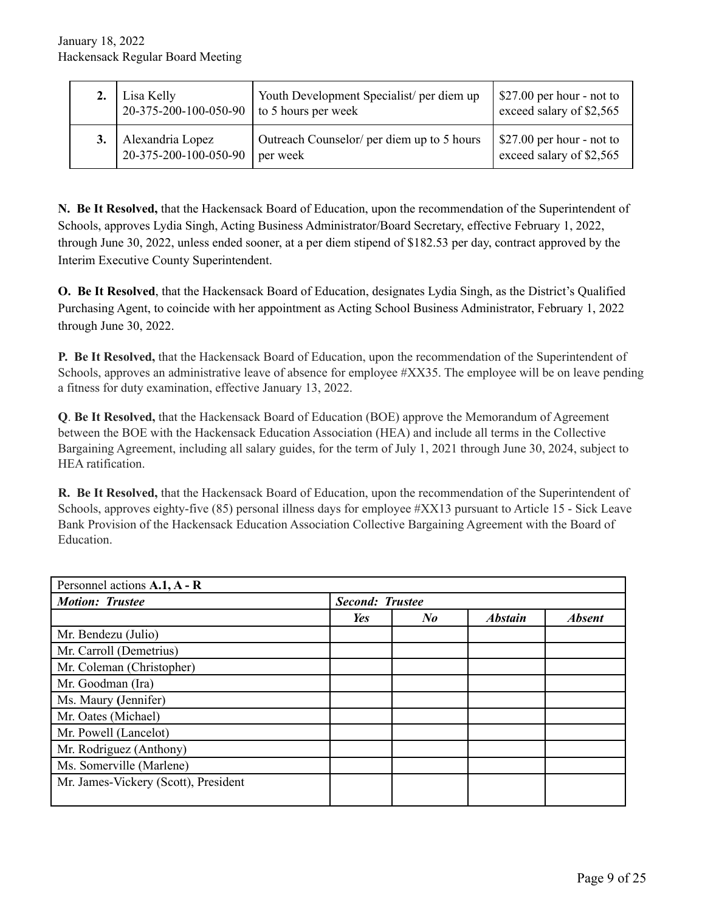| | | | |
|---|---|---|---|
| **2.** | Lisa Kelly 20-375-200-100-050-90 | Youth Development Specialist/ per diem up to 5 hours per week | $27.00 per hour - not to exceed salary of $2,565 |
| **3.** | Alexandria Lopez 20-375-200-100-050-90 | Outreach Counselor/ per diem up to 5 hours per week | $27.00 per hour - not to exceed salary of $2,565 |

**N. Be It Resolved,** that the Hackensack Board of Education, upon the recommendation of the Superintendent of Schools, approves Lydia Singh, Acting Business Administrator/Board Secretary, effective February 1, 2022, through June 30, 2022, unless ended sooner, at a per diem stipend of $182.53 per day, contract approved by the Interim Executive County Superintendent.

**O. Be It Resolved**, that the Hackensack Board of Education, designates Lydia Singh, as the District's Qualified Purchasing Agent, to coincide with her appointment as Acting School Business Administrator, February 1, 2022 through June 30, 2022.

**P. Be It Resolved,** that the Hackensack Board of Education, upon the recommendation of the Superintendent of Schools, approves an administrative leave of absence for employee #XX35. The employee will be on leave pending a fitness for duty examination, effective January 13, 2022.

**Q**. **Be It Resolved,** that the Hackensack Board of Education (BOE) approve the Memorandum of Agreement between the BOE with the Hackensack Education Association (HEA) and include all terms in the Collective Bargaining Agreement, including all salary guides, for the term of July 1, 2021 through June 30, 2024, subject to HEA ratification.

**R. Be It Resolved,** that the Hackensack Board of Education, upon the recommendation of the Superintendent of Schools, approves eighty-five (85) personal illness days for employee #XX13 pursuant to Article 15 - Sick Leave Bank Provision of the Hackensack Education Association Collective Bargaining Agreement with the Board of Education.

| Personnel actions **A.1, A - R** | | | | |
|---|---|---|---|---|
| ***Motion: Trustee*** | ***Second: Trustee*** | | | |
| | ***Yes*** | ***No*** | ***Abstain*** | ***Absent*** |
| Mr. Bendezu (Julio) | | | | |
| Mr. Carroll (Demetrius) | | | | |
| Mr. Coleman (Christopher) | | | | |
| Mr. Goodman (Ira) | | | | |
| Ms. Maury (Jennifer) | | | | |
| Mr. Oates (Michael) | | | | |
| Mr. Powell (Lancelot) | | | | |
| Mr. Rodriguez (Anthony) | | | | |
| Ms. Somerville (Marlene) | | | | |
| Mr. James-Vickery (Scott), President | | | | |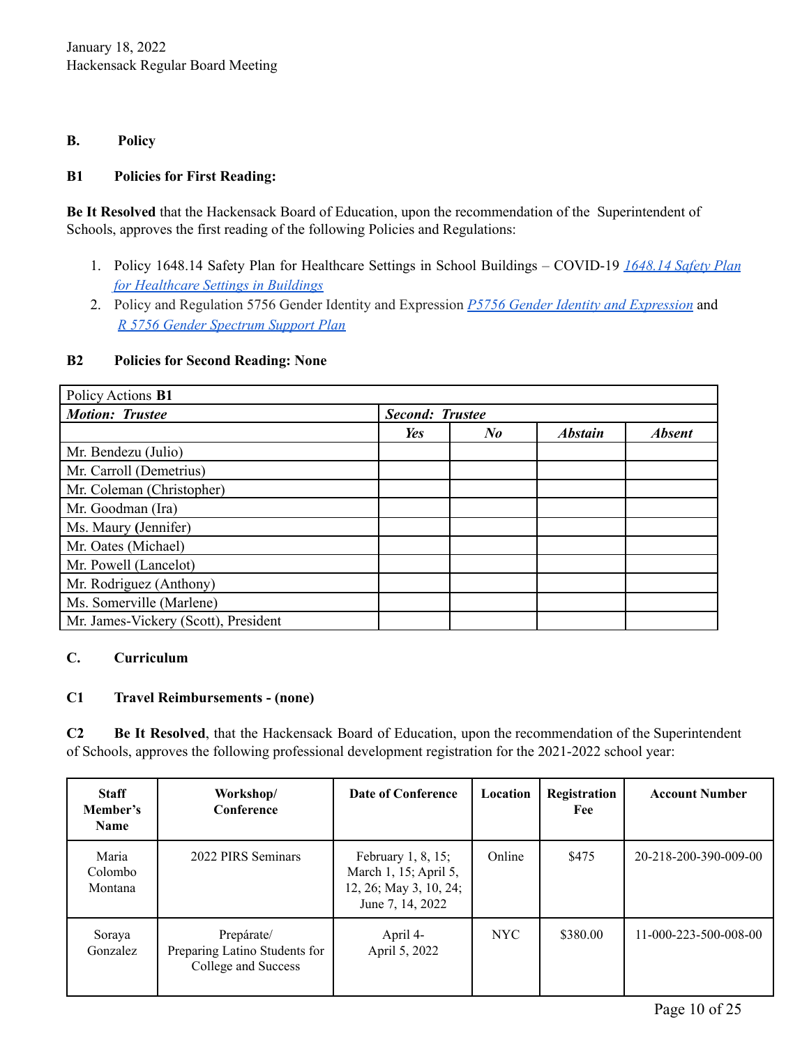### B. Policy

**B1 Policies for First Reading:**

**Be It Resolved** that the Hackensack Board of Education, upon the recommendation of the Superintendent of Schools, approves the first reading of the following Policies and Regulations:

1. Policy 1648.14 Safety Plan for Healthcare Settings in School Buildings – COVID-19 *1648.14 Safety Plan for Healthcare Settings in Buildings*
2. Policy and Regulation 5756 Gender Identity and Expression *P5756 Gender Identity and Expression* and *R 5756 Gender Spectrum Support Plan*

**B2 Policies for Second Reading: None**

| Policy Actions **B1** | | | | |
|---|---|---|---|---|
| ***Motion: Trustee*** | ***Second: Trustee*** | | | |
| | ***Yes*** | ***No*** | ***Abstain*** | ***Absent*** |
| Mr. Bendezu (Julio) | | | | |
| Mr. Carroll (Demetrius) | | | | |
| Mr. Coleman (Christopher) | | | | |
| Mr. Goodman (Ira) | | | | |
| Ms. Maury (Jennifer) | | | | |
| Mr. Oates (Michael) | | | | |
| Mr. Powell (Lancelot) | | | | |
| Mr. Rodriguez (Anthony) | | | | |
| Ms. Somerville (Marlene) | | | | |
| Mr. James-Vickery (Scott), President | | | | |

### C. Curriculum

**C1 Travel Reimbursements - (none)**

**C2 Be It Resolved**, that the Hackensack Board of Education, upon the recommendation of the Superintendent of Schools, approves the following professional development registration for the 2021-2022 school year:

| Staff Member's Name | Workshop/ Conference | Date of Conference | Location | Registration Fee | Account Number |
|---|---|---|---|---|---|
| Maria Colombo Montana | 2022 PIRS Seminars | February 1, 8, 15; March 1, 15; April 5, 12, 26; May 3, 10, 24; June 7, 14, 2022 | Online | $475 | 20-218-200-390-009-00 |
| Soraya Gonzalez | Prepárate/ Preparing Latino Students for College and Success | April 4- April 5, 2022 | NYC | $380.00 | 11-000-223-500-008-00 |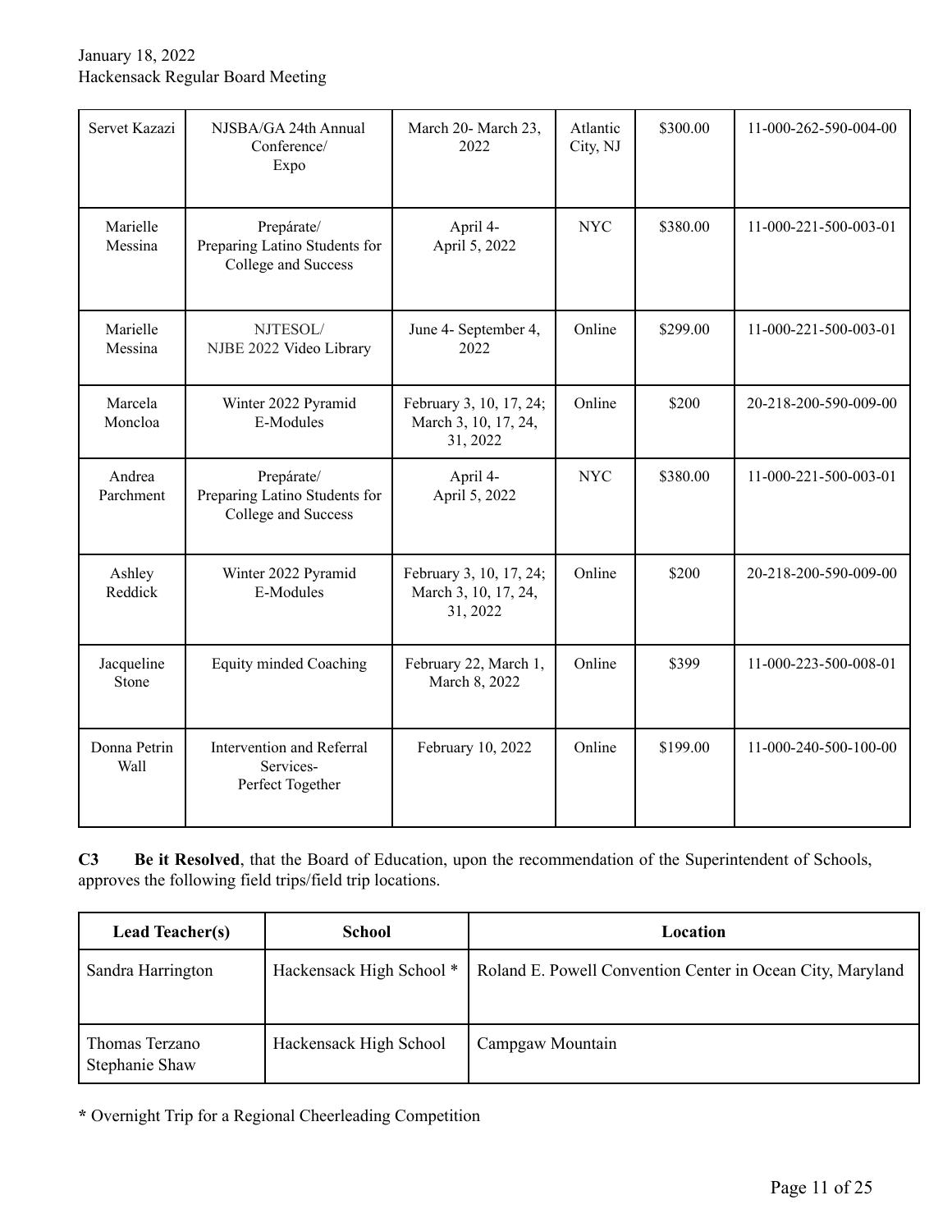| Servet Kazazi | NJSBA/GA 24th Annual Conference/ Expo | March 20- March 23, 2022 | Atlantic City, NJ | \$300.00 | 11-000-262-590-004-00 |
|---|---|---|---|---|---|
| Marielle Messina | Prepárate/ Preparing Latino Students for College and Success | April 4- April 5, 2022 | NYC | \$380.00 | 11-000-221-500-003-01 |
| Marielle Messina | NJTESOL/ NJBE 2022 Video Library | June 4- September 4, 2022 | Online | \$299.00 | 11-000-221-500-003-01 |
| Marcela Moncloa | Winter 2022 Pyramid E-Modules | February 3, 10, 17, 24; March 3, 10, 17, 24, 31, 2022 | Online | \$200 | 20-218-200-590-009-00 |
| Andrea Parchment | Prepárate/ Preparing Latino Students for College and Success | April 4- April 5, 2022 | NYC | \$380.00 | 11-000-221-500-003-01 |
| Ashley Reddick | Winter 2022 Pyramid E-Modules | February 3, 10, 17, 24; March 3, 10, 17, 24, 31, 2022 | Online | \$200 | 20-218-200-590-009-00 |
| Jacqueline Stone | Equity minded Coaching | February 22, March 1, March 8, 2022 | Online | \$399 | 11-000-223-500-008-01 |
| Donna Petrin Wall | Intervention and Referral Services- Perfect Together | February 10, 2022 | Online | \$199.00 | 11-000-240-500-100-00 |

**C3** **Be it Resolved**, that the Board of Education, upon the recommendation of the Superintendent of Schools, approves the following field trips/field trip locations.

| Lead Teacher(s) | School | Location |
|---|---|---|
| Sandra Harrington | Hackensack High School * | Roland E. Powell Convention Center in Ocean City, Maryland |
| Thomas Terzano Stephanie Shaw | Hackensack High School | Campgaw Mountain |

**\*** Overnight Trip for a Regional Cheerleading Competition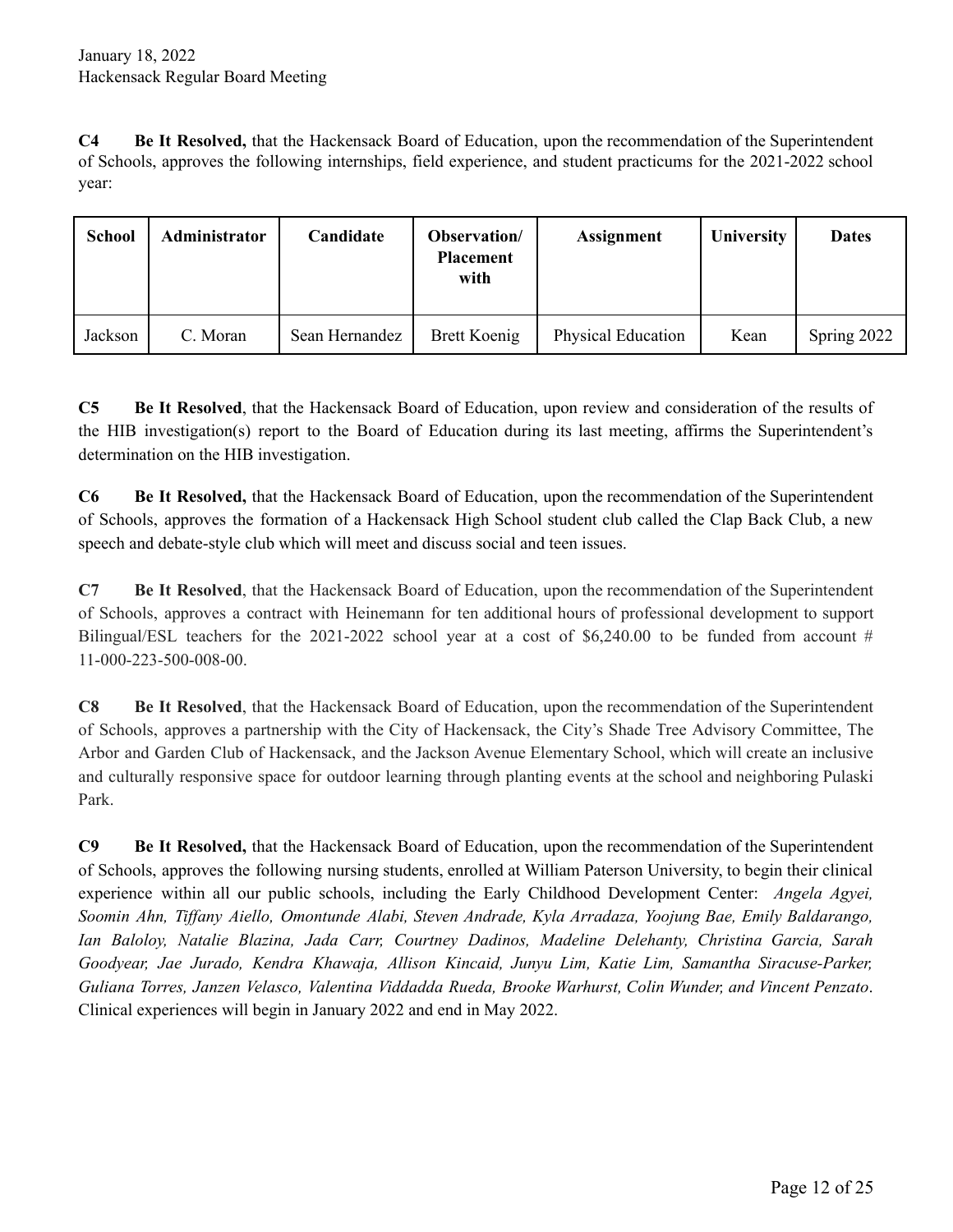**C4 Be It Resolved,** that the Hackensack Board of Education, upon the recommendation of the Superintendent of Schools, approves the following internships, field experience, and student practicums for the 2021-2022 school year:

| School | Administrator | Candidate | Observation/ Placement with | Assignment | University | Dates |
|---|---|---|---|---|---|---|
| Jackson | C. Moran | Sean Hernandez | Brett Koenig | Physical Education | Kean | Spring 2022 |

**C5 Be It Resolved**, that the Hackensack Board of Education, upon review and consideration of the results of the HIB investigation(s) report to the Board of Education during its last meeting, affirms the Superintendent's determination on the HIB investigation.

**C6 Be It Resolved,** that the Hackensack Board of Education, upon the recommendation of the Superintendent of Schools, approves the formation of a Hackensack High School student club called the Clap Back Club, a new speech and debate-style club which will meet and discuss social and teen issues.

**C7 Be It Resolved**, that the Hackensack Board of Education, upon the recommendation of the Superintendent of Schools, approves a contract with Heinemann for ten additional hours of professional development to support Bilingual/ESL teachers for the 2021-2022 school year at a cost of $6,240.00 to be funded from account # 11-000-223-500-008-00.

**C8 Be It Resolved**, that the Hackensack Board of Education, upon the recommendation of the Superintendent of Schools, approves a partnership with the City of Hackensack, the City's Shade Tree Advisory Committee, The Arbor and Garden Club of Hackensack, and the Jackson Avenue Elementary School, which will create an inclusive and culturally responsive space for outdoor learning through planting events at the school and neighboring Pulaski Park.

**C9 Be It Resolved,** that the Hackensack Board of Education, upon the recommendation of the Superintendent of Schools, approves the following nursing students, enrolled at William Paterson University, to begin their clinical experience within all our public schools, including the Early Childhood Development Center: *Angela Agyei, Soomin Ahn, Tiffany Aiello, Omontunde Alabi, Steven Andrade, Kyla Arradaza, Yoojung Bae, Emily Baldarango, Ian Baloloy, Natalie Blazina, Jada Carr, Courtney Dadinos, Madeline Delehanty, Christina Garcia, Sarah Goodyear, Jae Jurado, Kendra Khawaja, Allison Kincaid, Junyu Lim, Katie Lim, Samantha Siracuse-Parker, Guliana Torres, Janzen Velasco, Valentina Viddadda Rueda, Brooke Warhurst, Colin Wunder, and Vincent Penzato*. Clinical experiences will begin in January 2022 and end in May 2022.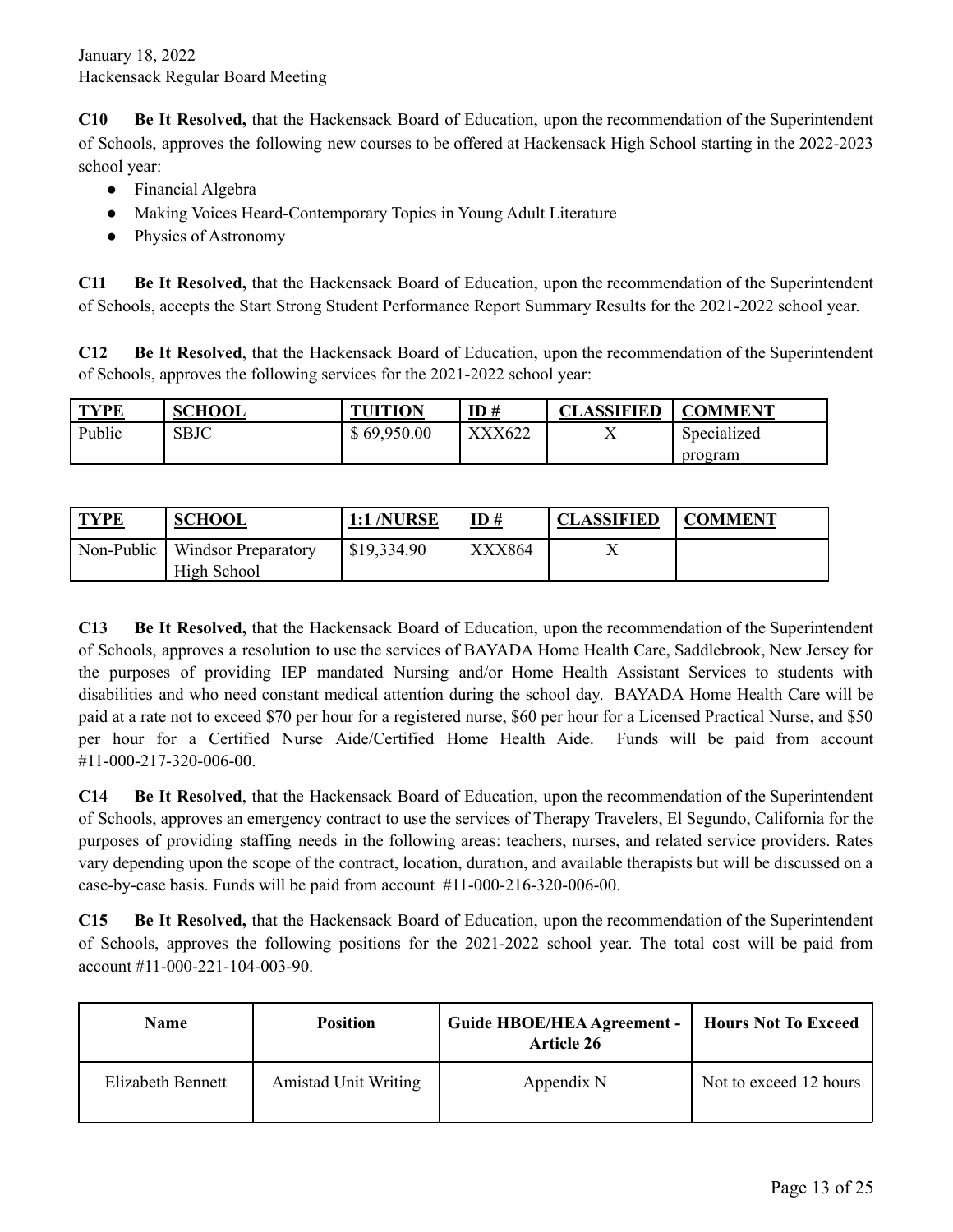January 18, 2022
Hackensack Regular Board Meeting

**C10 Be It Resolved,** that the Hackensack Board of Education, upon the recommendation of the Superintendent of Schools, approves the following new courses to be offered at Hackensack High School starting in the 2022-2023 school year:

- Financial Algebra
- Making Voices Heard-Contemporary Topics in Young Adult Literature
- Physics of Astronomy

**C11 Be It Resolved,** that the Hackensack Board of Education, upon the recommendation of the Superintendent of Schools, accepts the Start Strong Student Performance Report Summary Results for the 2021-2022 school year.

**C12 Be It Resolved**, that the Hackensack Board of Education, upon the recommendation of the Superintendent of Schools, approves the following services for the 2021-2022 school year:

| TYPE | SCHOOL | TUITION | ID # | CLASSIFIED | COMMENT |
|---|---|---|---|---|---|
| Public | SBJC | $ 69,950.00 | XXX622 | X | Specialized program |

| TYPE | SCHOOL | 1:1 /NURSE | ID # | CLASSIFIED | COMMENT |
|---|---|---|---|---|---|
| Non-Public | Windsor Preparatory High School | $19,334.90 | XXX864 | X | |

**C13 Be It Resolved,** that the Hackensack Board of Education, upon the recommendation of the Superintendent of Schools, approves a resolution to use the services of BAYADA Home Health Care, Saddlebrook, New Jersey for the purposes of providing IEP mandated Nursing and/or Home Health Assistant Services to students with disabilities and who need constant medical attention during the school day. BAYADA Home Health Care will be paid at a rate not to exceed $70 per hour for a registered nurse, $60 per hour for a Licensed Practical Nurse, and $50 per hour for a Certified Nurse Aide/Certified Home Health Aide. Funds will be paid from account #11-000-217-320-006-00.

**C14 Be It Resolved**, that the Hackensack Board of Education, upon the recommendation of the Superintendent of Schools, approves an emergency contract to use the services of Therapy Travelers, El Segundo, California for the purposes of providing staffing needs in the following areas: teachers, nurses, and related service providers. Rates vary depending upon the scope of the contract, location, duration, and available therapists but will be discussed on a case-by-case basis. Funds will be paid from account #11-000-216-320-006-00.

**C15 Be It Resolved,** that the Hackensack Board of Education, upon the recommendation of the Superintendent of Schools, approves the following positions for the 2021-2022 school year. The total cost will be paid from account #11-000-221-104-003-90.

| Name | Position | Guide HBOE/HEA Agreement - Article 26 | Hours Not To Exceed |
|---|---|---|---|
| Elizabeth Bennett | Amistad Unit Writing | Appendix N | Not to exceed 12 hours |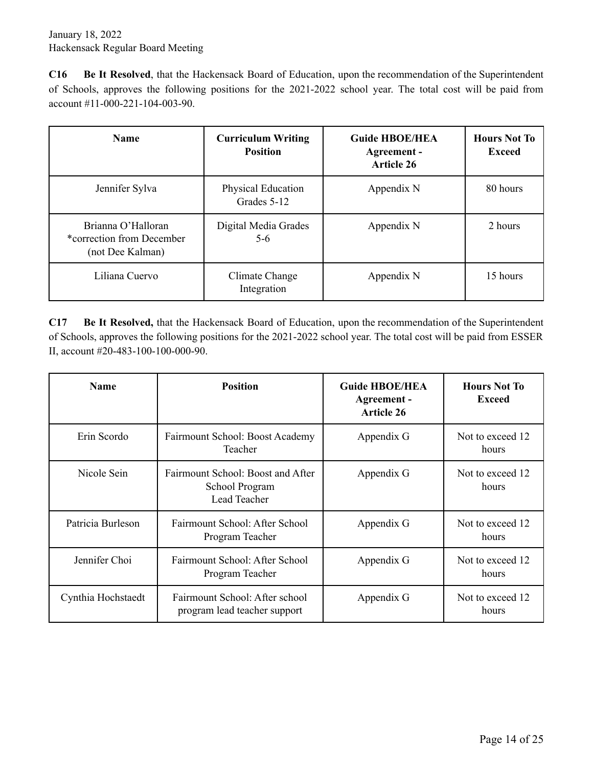**C16 Be It Resolved**, that the Hackensack Board of Education, upon the recommendation of the Superintendent of Schools, approves the following positions for the 2021-2022 school year. The total cost will be paid from account #11-000-221-104-003-90.

| Name | Curriculum Writing Position | Guide HBOE/HEA Agreement - Article 26 | Hours Not To Exceed |
|---|---|---|---|
| Jennifer Sylva | Physical Education Grades 5-12 | Appendix N | 80 hours |
| Brianna O'Halloran *correction from December (not Dee Kalman) | Digital Media Grades 5-6 | Appendix N | 2 hours |
| Liliana Cuervo | Climate Change Integration | Appendix N | 15 hours |

**C17 Be It Resolved,** that the Hackensack Board of Education, upon the recommendation of the Superintendent of Schools, approves the following positions for the 2021-2022 school year. The total cost will be paid from ESSER II, account #20-483-100-100-000-90.

| Name | Position | Guide HBOE/HEA Agreement - Article 26 | Hours Not To Exceed |
|---|---|---|---|
| Erin Scordo | Fairmount School: Boost Academy Teacher | Appendix G | Not to exceed 12 hours |
| Nicole Sein | Fairmount School: Boost and After School Program Lead Teacher | Appendix G | Not to exceed 12 hours |
| Patricia Burleson | Fairmount School: After School Program Teacher | Appendix G | Not to exceed 12 hours |
| Jennifer Choi | Fairmount School: After School Program Teacher | Appendix G | Not to exceed 12 hours |
| Cynthia Hochstaedt | Fairmount School: After school program lead teacher support | Appendix G | Not to exceed 12 hours |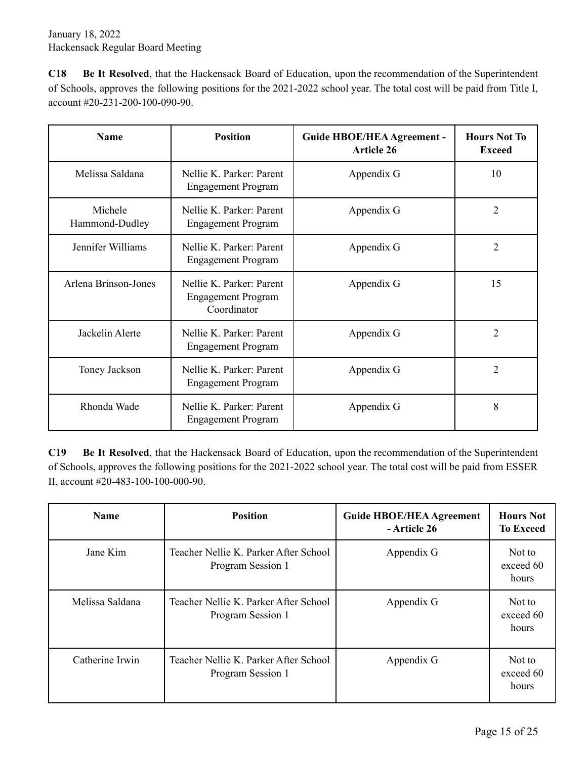**C18** **Be It Resolved**, that the Hackensack Board of Education, upon the recommendation of the Superintendent of Schools, approves the following positions for the 2021-2022 school year. The total cost will be paid from Title I, account #20-231-200-100-090-90.

| Name | Position | Guide HBOE/HEA Agreement - Article 26 | Hours Not To Exceed |
|---|---|---|---|
| Melissa Saldana | Nellie K. Parker: Parent Engagement Program | Appendix G | 10 |
| Michele Hammond-Dudley | Nellie K. Parker: Parent Engagement Program | Appendix G | 2 |
| Jennifer Williams | Nellie K. Parker: Parent Engagement Program | Appendix G | 2 |
| Arlena Brinson-Jones | Nellie K. Parker: Parent Engagement Program Coordinator | Appendix G | 15 |
| Jackelin Alerte | Nellie K. Parker: Parent Engagement Program | Appendix G | 2 |
| Toney Jackson | Nellie K. Parker: Parent Engagement Program | Appendix G | 2 |
| Rhonda Wade | Nellie K. Parker: Parent Engagement Program | Appendix G | 8 |

**C19** **Be It Resolved**, that the Hackensack Board of Education, upon the recommendation of the Superintendent of Schools, approves the following positions for the 2021-2022 school year. The total cost will be paid from ESSER II, account #20-483-100-100-000-90.

| Name | Position | Guide HBOE/HEA Agreement - Article 26 | Hours Not To Exceed |
|---|---|---|---|
| Jane Kim | Teacher Nellie K. Parker After School Program Session 1 | Appendix G | Not to exceed 60 hours |
| Melissa Saldana | Teacher Nellie K. Parker After School Program Session 1 | Appendix G | Not to exceed 60 hours |
| Catherine Irwin | Teacher Nellie K. Parker After School Program Session 1 | Appendix G | Not to exceed 60 hours |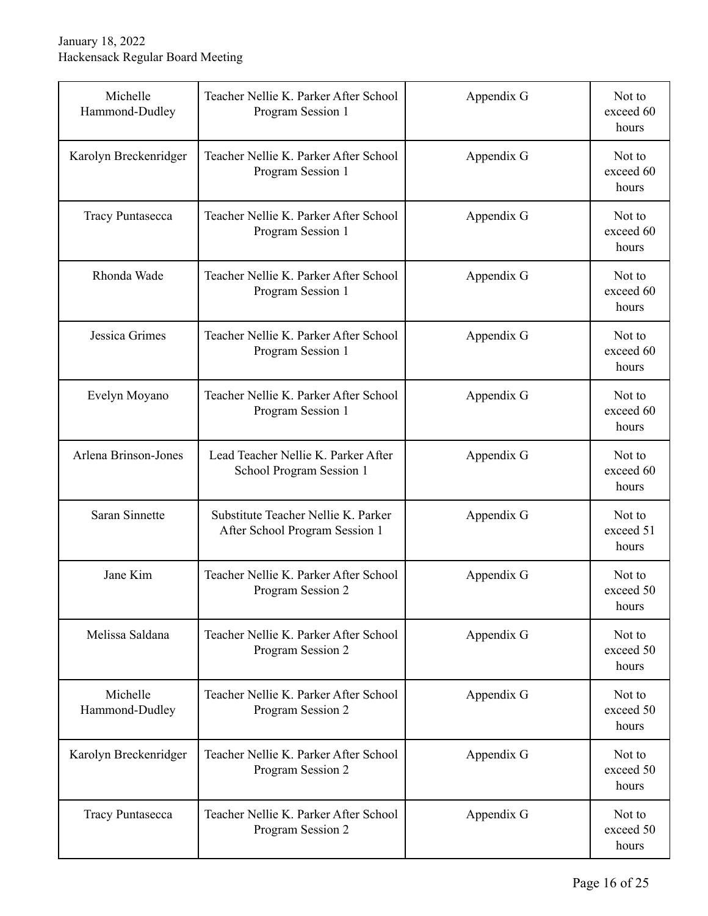| | | | |
|---|---|---|---|
| Michelle Hammond-Dudley | Teacher Nellie K. Parker After School Program Session 1 | Appendix G | Not to exceed 60 hours |
| Karolyn Breckenridger | Teacher Nellie K. Parker After School Program Session 1 | Appendix G | Not to exceed 60 hours |
| Tracy Puntasecca | Teacher Nellie K. Parker After School Program Session 1 | Appendix G | Not to exceed 60 hours |
| Rhonda Wade | Teacher Nellie K. Parker After School Program Session 1 | Appendix G | Not to exceed 60 hours |
| Jessica Grimes | Teacher Nellie K. Parker After School Program Session 1 | Appendix G | Not to exceed 60 hours |
| Evelyn Moyano | Teacher Nellie K. Parker After School Program Session 1 | Appendix G | Not to exceed 60 hours |
| Arlena Brinson-Jones | Lead Teacher Nellie K. Parker After School Program Session 1 | Appendix G | Not to exceed 60 hours |
| Saran Sinnette | Substitute Teacher Nellie K. Parker After School Program Session 1 | Appendix G | Not to exceed 51 hours |
| Jane Kim | Teacher Nellie K. Parker After School Program Session 2 | Appendix G | Not to exceed 50 hours |
| Melissa Saldana | Teacher Nellie K. Parker After School Program Session 2 | Appendix G | Not to exceed 50 hours |
| Michelle Hammond-Dudley | Teacher Nellie K. Parker After School Program Session 2 | Appendix G | Not to exceed 50 hours |
| Karolyn Breckenridger | Teacher Nellie K. Parker After School Program Session 2 | Appendix G | Not to exceed 50 hours |
| Tracy Puntasecca | Teacher Nellie K. Parker After School Program Session 2 | Appendix G | Not to exceed 50 hours |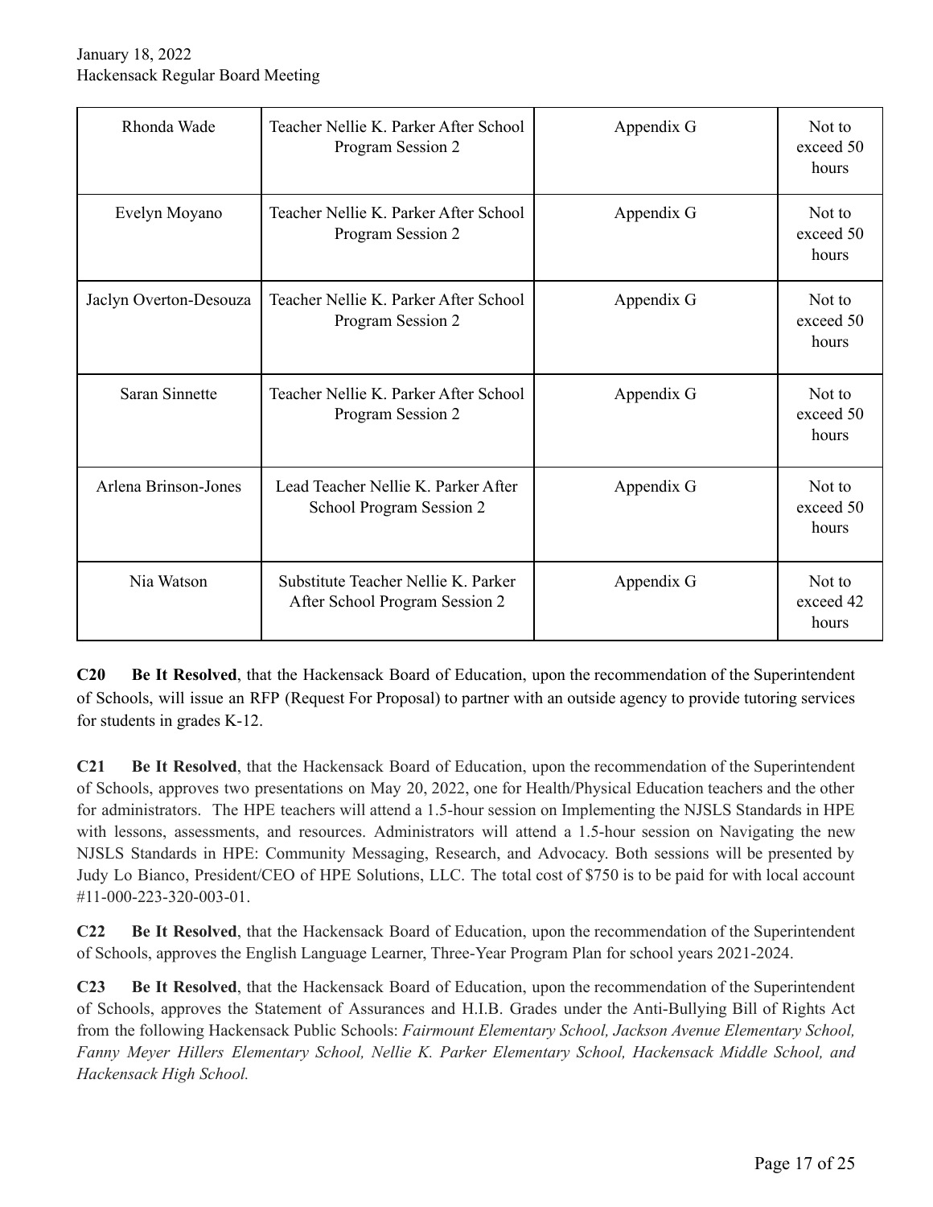| Rhonda Wade | Teacher Nellie K. Parker After School Program Session 2 | Appendix G | Not to exceed 50 hours |
|---|---|---|---|
| Evelyn Moyano | Teacher Nellie K. Parker After School Program Session 2 | Appendix G | Not to exceed 50 hours |
| Jaclyn Overton-Desouza | Teacher Nellie K. Parker After School Program Session 2 | Appendix G | Not to exceed 50 hours |
| Saran Sinnette | Teacher Nellie K. Parker After School Program Session 2 | Appendix G | Not to exceed 50 hours |
| Arlena Brinson-Jones | Lead Teacher Nellie K. Parker After School Program Session 2 | Appendix G | Not to exceed 50 hours |
| Nia Watson | Substitute Teacher Nellie K. Parker After School Program Session 2 | Appendix G | Not to exceed 42 hours |

**C20** **Be It Resolved**, that the Hackensack Board of Education, upon the recommendation of the Superintendent of Schools, will issue an RFP (Request For Proposal) to partner with an outside agency to provide tutoring services for students in grades K-12.

**C21** **Be It Resolved**, that the Hackensack Board of Education, upon the recommendation of the Superintendent of Schools, approves two presentations on May 20, 2022, one for Health/Physical Education teachers and the other for administrators. The HPE teachers will attend a 1.5-hour session on Implementing the NJSLS Standards in HPE with lessons, assessments, and resources. Administrators will attend a 1.5-hour session on Navigating the new NJSLS Standards in HPE: Community Messaging, Research, and Advocacy. Both sessions will be presented by Judy Lo Bianco, President/CEO of HPE Solutions, LLC. The total cost of $750 is to be paid for with local account #11-000-223-320-003-01.

**C22** **Be It Resolved**, that the Hackensack Board of Education, upon the recommendation of the Superintendent of Schools, approves the English Language Learner, Three-Year Program Plan for school years 2021-2024.

**C23** **Be It Resolved**, that the Hackensack Board of Education, upon the recommendation of the Superintendent of Schools, approves the Statement of Assurances and H.I.B. Grades under the Anti-Bullying Bill of Rights Act from the following Hackensack Public Schools: *Fairmount Elementary School, Jackson Avenue Elementary School, Fanny Meyer Hillers Elementary School, Nellie K. Parker Elementary School, Hackensack Middle School, and Hackensack High School.*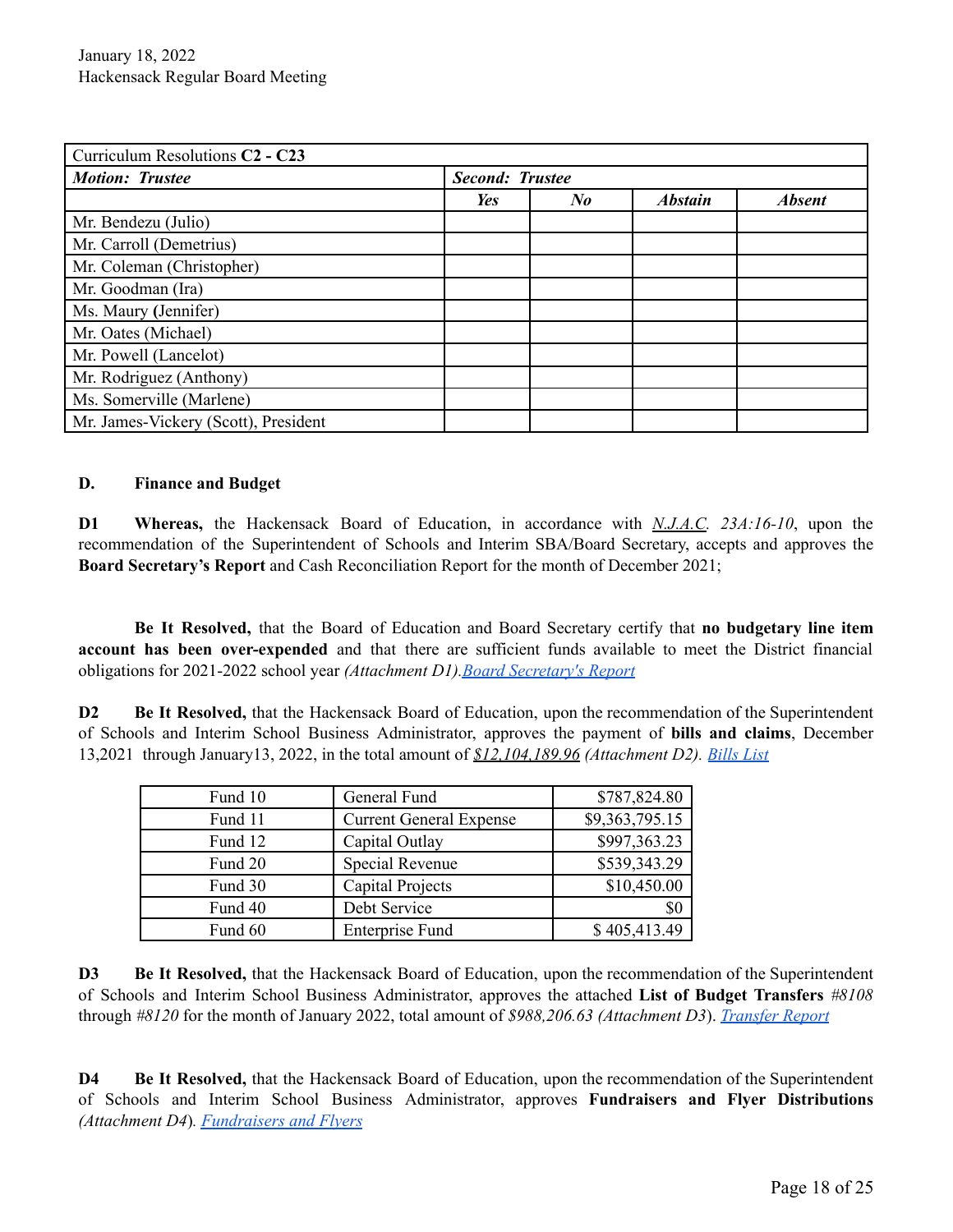| Curriculum Resolutions **C2 - C23** | | | | |
|---|---|---|---|---|
| ***Motion: Trustee*** | ***Second: Trustee*** | | | |
| | ***Yes*** | ***No*** | ***Abstain*** | ***Absent*** |
| Mr. Bendezu (Julio) | | | | |
| Mr. Carroll (Demetrius) | | | | |
| Mr. Coleman (Christopher) | | | | |
| Mr. Goodman (Ira) | | | | |
| Ms. Maury **(**Jennifer) | | | | |
| Mr. Oates (Michael) | | | | |
| Mr. Powell (Lancelot) | | | | |
| Mr. Rodriguez (Anthony) | | | | |
| Ms. Somerville (Marlene) | | | | |
| Mr. James-Vickery (Scott), President | | | | |

**D. Finance and Budget**

**D1 Whereas,** the Hackensack Board of Education, in accordance with *N.J.A.C. 23A:16-10*, upon the recommendation of the Superintendent of Schools and Interim SBA/Board Secretary, accepts and approves the **Board Secretary's Report** and Cash Reconciliation Report for the month of December 2021;

**Be It Resolved,** that the Board of Education and Board Secretary certify that **no budgetary line item account has been over-expended** and that there are sufficient funds available to meet the District financial obligations for 2021-2022 school year *(Attachment D1).Board Secretary's Report*

**D2 Be It Resolved,** that the Hackensack Board of Education, upon the recommendation of the Superintendent of Schools and Interim School Business Administrator, approves the payment of **bills and claims**, December 13,2021 through January13, 2022, in the total amount of *$12,104,189.96 (Attachment D2). Bills List*

| Fund 10 | General Fund | $787,824.80 |
|---|---|---|
| Fund 11 | Current General Expense | $9,363,795.15 |
| Fund 12 | Capital Outlay | $997,363.23 |
| Fund 20 | Special Revenue | $539,343.29 |
| Fund 30 | Capital Projects | $10,450.00 |
| Fund 40 | Debt Service | $0 |
| Fund 60 | Enterprise Fund | $ 405,413.49 |

**D3 Be It Resolved,** that the Hackensack Board of Education, upon the recommendation of the Superintendent of Schools and Interim School Business Administrator, approves the attached **List of Budget Transfers** *#8108* through *#8120* for the month of January 2022, total amount of *$988,206.63 (Attachment D3*). *Transfer Report*

**D4 Be It Resolved,** that the Hackensack Board of Education, upon the recommendation of the Superintendent of Schools and Interim School Business Administrator, approves **Fundraisers and Flyer Distributions** *(Attachment D4*). *Fundraisers and Flyers*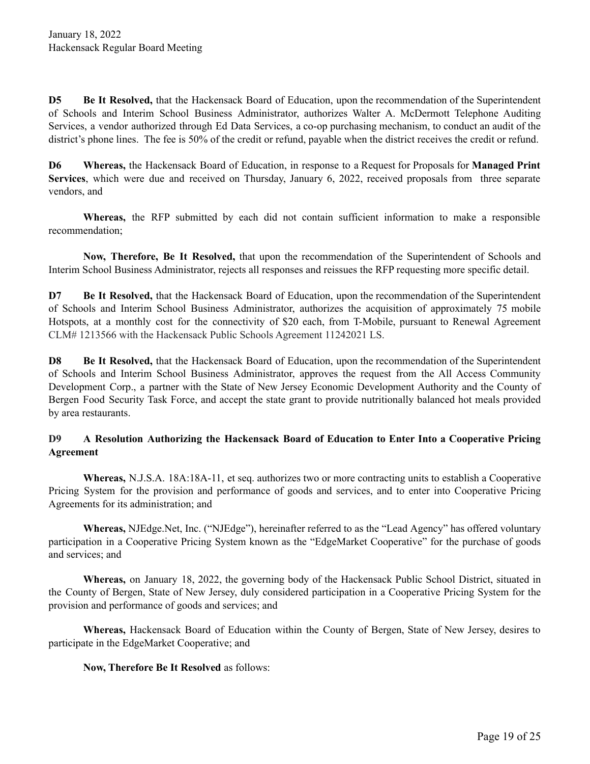**D5** **Be It Resolved,** that the Hackensack Board of Education, upon the recommendation of the Superintendent of Schools and Interim School Business Administrator, authorizes Walter A. McDermott Telephone Auditing Services, a vendor authorized through Ed Data Services, a co-op purchasing mechanism, to conduct an audit of the district's phone lines. The fee is 50% of the credit or refund, payable when the district receives the credit or refund.

**D6** **Whereas,** the Hackensack Board of Education, in response to a Request for Proposals for **Managed Print Services**, which were due and received on Thursday, January 6, 2022, received proposals from three separate vendors, and

**Whereas,** the RFP submitted by each did not contain sufficient information to make a responsible recommendation;

**Now, Therefore, Be It Resolved,** that upon the recommendation of the Superintendent of Schools and Interim School Business Administrator, rejects all responses and reissues the RFP requesting more specific detail.

**D7** **Be It Resolved,** that the Hackensack Board of Education, upon the recommendation of the Superintendent of Schools and Interim School Business Administrator, authorizes the acquisition of approximately 75 mobile Hotspots, at a monthly cost for the connectivity of $20 each, from T-Mobile, pursuant to Renewal Agreement CLM# 1213566 with the Hackensack Public Schools Agreement 11242021 LS.

**D8** **Be It Resolved,** that the Hackensack Board of Education, upon the recommendation of the Superintendent of Schools and Interim School Business Administrator, approves the request from the All Access Community Development Corp., a partner with the State of New Jersey Economic Development Authority and the County of Bergen Food Security Task Force, and accept the state grant to provide nutritionally balanced hot meals provided by area restaurants.

**D9** **A Resolution Authorizing the Hackensack Board of Education to Enter Into a Cooperative Pricing Agreement**

**Whereas,** N.J.S.A. 18A:18A-11, et seq. authorizes two or more contracting units to establish a Cooperative Pricing System for the provision and performance of goods and services, and to enter into Cooperative Pricing Agreements for its administration; and

**Whereas,** NJEdge.Net, Inc. ("NJEdge"), hereinafter referred to as the "Lead Agency" has offered voluntary participation in a Cooperative Pricing System known as the "EdgeMarket Cooperative" for the purchase of goods and services; and

**Whereas,** on January 18, 2022, the governing body of the Hackensack Public School District, situated in the County of Bergen, State of New Jersey, duly considered participation in a Cooperative Pricing System for the provision and performance of goods and services; and

**Whereas,** Hackensack Board of Education within the County of Bergen, State of New Jersey, desires to participate in the EdgeMarket Cooperative; and

**Now, Therefore Be It Resolved** as follows: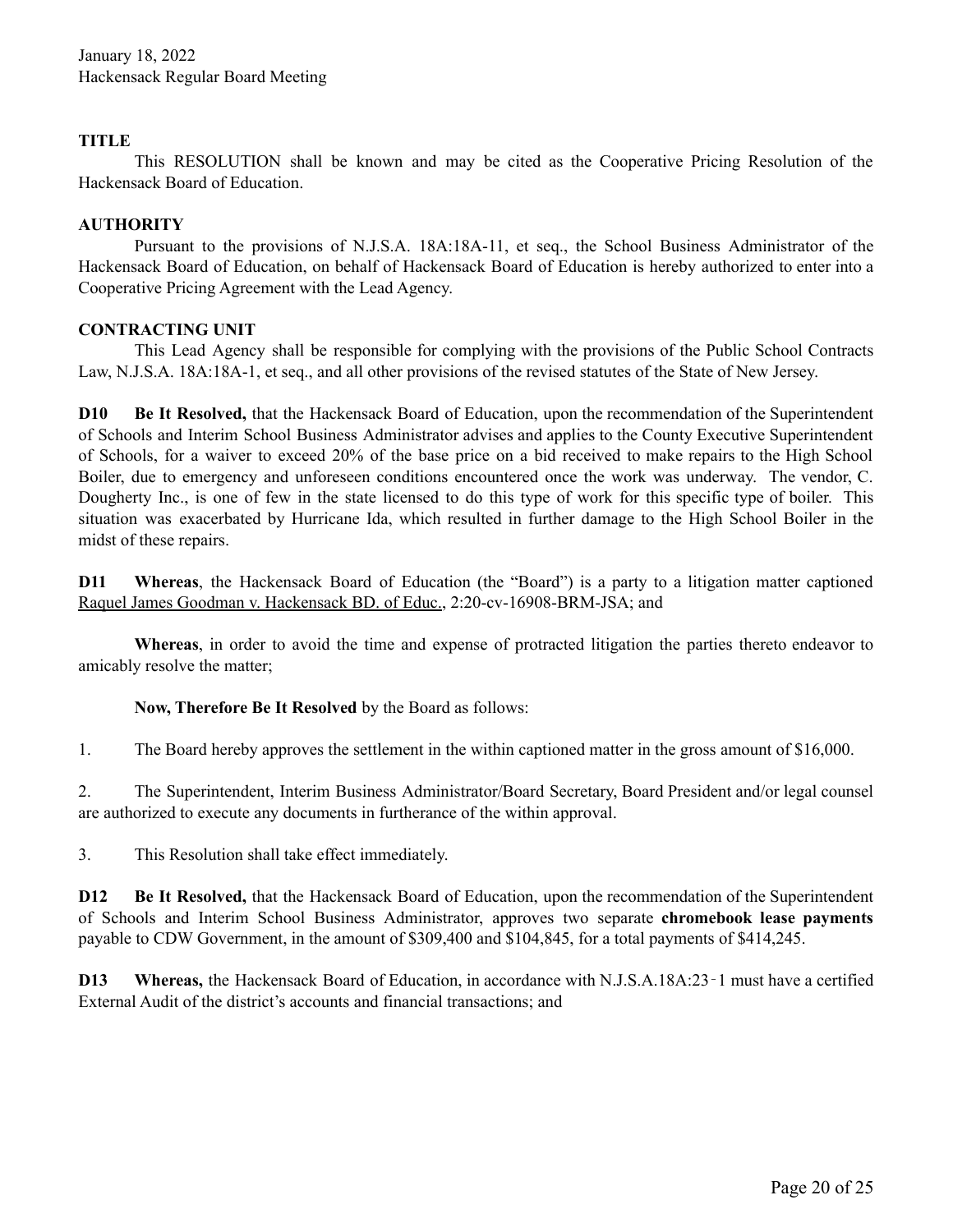**TITLE**

This RESOLUTION shall be known and may be cited as the Cooperative Pricing Resolution of the Hackensack Board of Education.

**AUTHORITY**

Pursuant to the provisions of N.J.S.A. 18A:18A-11, et seq., the School Business Administrator of the Hackensack Board of Education, on behalf of Hackensack Board of Education is hereby authorized to enter into a Cooperative Pricing Agreement with the Lead Agency.

**CONTRACTING UNIT**

This Lead Agency shall be responsible for complying with the provisions of the Public School Contracts Law, N.J.S.A. 18A:18A-1, et seq., and all other provisions of the revised statutes of the State of New Jersey.

**D10 Be It Resolved,** that the Hackensack Board of Education, upon the recommendation of the Superintendent of Schools and Interim School Business Administrator advises and applies to the County Executive Superintendent of Schools, for a waiver to exceed 20% of the base price on a bid received to make repairs to the High School Boiler, due to emergency and unforeseen conditions encountered once the work was underway. The vendor, C. Dougherty Inc., is one of few in the state licensed to do this type of work for this specific type of boiler. This situation was exacerbated by Hurricane Ida, which resulted in further damage to the High School Boiler in the midst of these repairs.

**D11 Whereas**, the Hackensack Board of Education (the "Board") is a party to a litigation matter captioned Raquel James Goodman v. Hackensack BD. of Educ., 2:20-cv-16908-BRM-JSA; and

**Whereas**, in order to avoid the time and expense of protracted litigation the parties thereto endeavor to amicably resolve the matter;

**Now, Therefore Be It Resolved** by the Board as follows:

1. The Board hereby approves the settlement in the within captioned matter in the gross amount of $16,000.

2. The Superintendent, Interim Business Administrator/Board Secretary, Board President and/or legal counsel are authorized to execute any documents in furtherance of the within approval.

3. This Resolution shall take effect immediately.

**D12 Be It Resolved,** that the Hackensack Board of Education, upon the recommendation of the Superintendent of Schools and Interim School Business Administrator, approves two separate **chromebook lease payments** payable to CDW Government, in the amount of $309,400 and $104,845, for a total payments of $414,245.

**D13 Whereas,** the Hackensack Board of Education, in accordance with N.J.S.A.18A:23-1 must have a certified External Audit of the district's accounts and financial transactions; and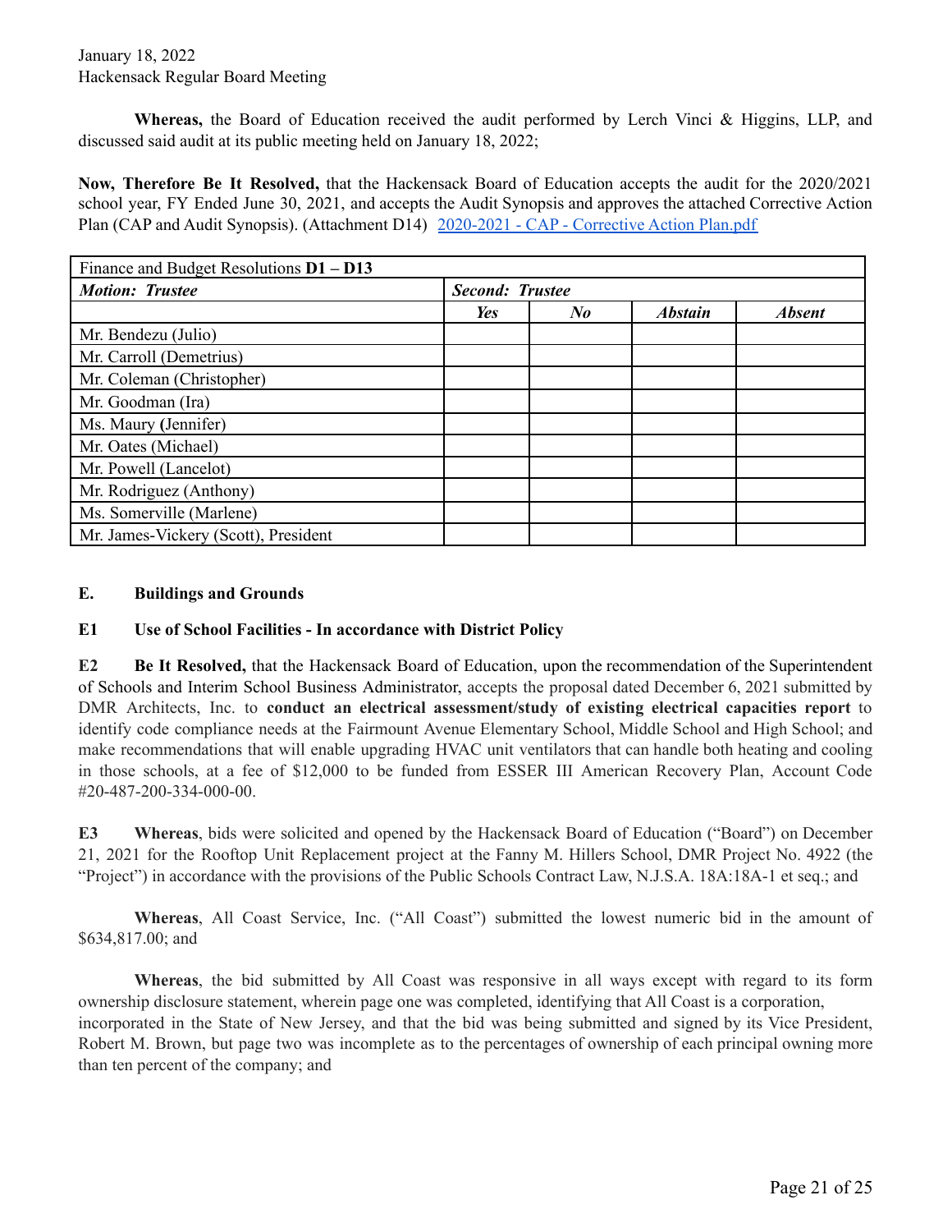**Whereas,** the Board of Education received the audit performed by Lerch Vinci & Higgins, LLP, and discussed said audit at its public meeting held on January 18, 2022;

**Now, Therefore Be It Resolved,** that the Hackensack Board of Education accepts the audit for the 2020/2021 school year, FY Ended June 30, 2021, and accepts the Audit Synopsis and approves the attached Corrective Action Plan (CAP and Audit Synopsis). (Attachment D14) 2020-2021 - CAP - Corrective Action Plan.pdf

| Finance and Budget Resolutions **D1 – D13** | | | | |
|---|---|---|---|---|
| ***Motion: Trustee*** | ***Second: Trustee*** | | | |
| | ***Yes*** | ***No*** | ***Abstain*** | ***Absent*** |
| Mr. Bendezu (Julio) | | | | |
| Mr. Carroll (Demetrius) | | | | |
| Mr. Coleman (Christopher) | | | | |
| Mr. Goodman (Ira) | | | | |
| Ms. Maury (Jennifer) | | | | |
| Mr. Oates (Michael) | | | | |
| Mr. Powell (Lancelot) | | | | |
| Mr. Rodriguez (Anthony) | | | | |
| Ms. Somerville (Marlene) | | | | |
| Mr. James-Vickery (Scott), President | | | | |

## E. Buildings and Grounds

### E1 Use of School Facilities - In accordance with District Policy

**E2 Be It Resolved,** that the Hackensack Board of Education, upon the recommendation of the Superintendent of Schools and Interim School Business Administrator, accepts the proposal dated December 6, 2021 submitted by DMR Architects, Inc. to **conduct an electrical assessment/study of existing electrical capacities report** to identify code compliance needs at the Fairmount Avenue Elementary School, Middle School and High School; and make recommendations that will enable upgrading HVAC unit ventilators that can handle both heating and cooling in those schools, at a fee of $12,000 to be funded from ESSER III American Recovery Plan, Account Code #20-487-200-334-000-00.

**E3 Whereas**, bids were solicited and opened by the Hackensack Board of Education ("Board") on December 21, 2021 for the Rooftop Unit Replacement project at the Fanny M. Hillers School, DMR Project No. 4922 (the "Project") in accordance with the provisions of the Public Schools Contract Law, N.J.S.A. 18A:18A-1 et seq.; and

**Whereas**, All Coast Service, Inc. ("All Coast") submitted the lowest numeric bid in the amount of $634,817.00; and

**Whereas**, the bid submitted by All Coast was responsive in all ways except with regard to its form ownership disclosure statement, wherein page one was completed, identifying that All Coast is a corporation, incorporated in the State of New Jersey, and that the bid was being submitted and signed by its Vice President, Robert M. Brown, but page two was incomplete as to the percentages of ownership of each principal owning more than ten percent of the company; and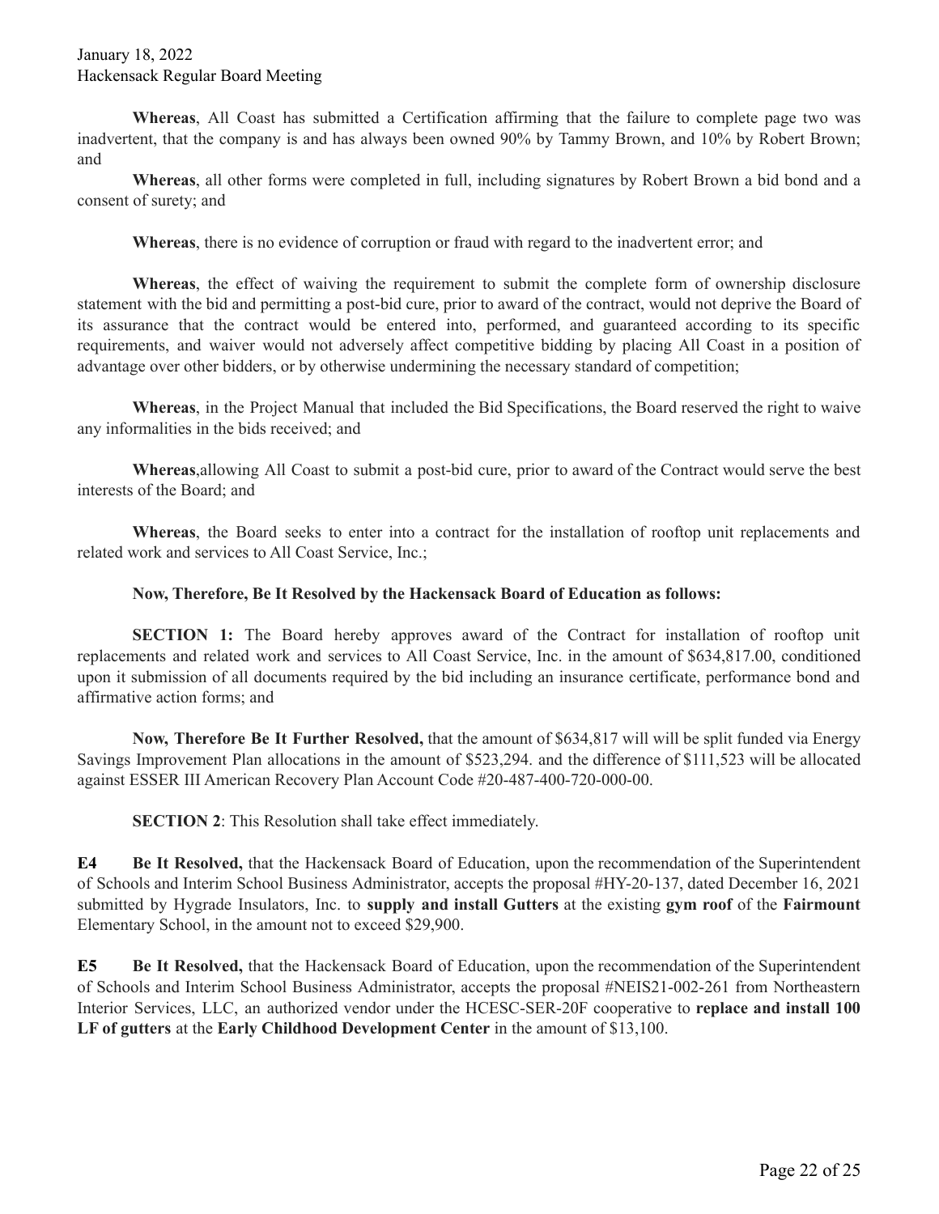**Whereas**, All Coast has submitted a Certification affirming that the failure to complete page two was inadvertent, that the company is and has always been owned 90% by Tammy Brown, and 10% by Robert Brown; and

**Whereas**, all other forms were completed in full, including signatures by Robert Brown a bid bond and a consent of surety; and

**Whereas**, there is no evidence of corruption or fraud with regard to the inadvertent error; and

**Whereas**, the effect of waiving the requirement to submit the complete form of ownership disclosure statement with the bid and permitting a post-bid cure, prior to award of the contract, would not deprive the Board of its assurance that the contract would be entered into, performed, and guaranteed according to its specific requirements, and waiver would not adversely affect competitive bidding by placing All Coast in a position of advantage over other bidders, or by otherwise undermining the necessary standard of competition;

**Whereas**, in the Project Manual that included the Bid Specifications, the Board reserved the right to waive any informalities in the bids received; and

**Whereas**,allowing All Coast to submit a post-bid cure, prior to award of the Contract would serve the best interests of the Board; and

**Whereas**, the Board seeks to enter into a contract for the installation of rooftop unit replacements and related work and services to All Coast Service, Inc.;

**Now, Therefore, Be It Resolved by the Hackensack Board of Education as follows:**

**SECTION 1:** The Board hereby approves award of the Contract for installation of rooftop unit replacements and related work and services to All Coast Service, Inc. in the amount of $634,817.00, conditioned upon it submission of all documents required by the bid including an insurance certificate, performance bond and affirmative action forms; and

**Now, Therefore Be It Further Resolved,** that the amount of $634,817 will will be split funded via Energy Savings Improvement Plan allocations in the amount of $523,294. and the difference of $111,523 will be allocated against ESSER III American Recovery Plan Account Code #20-487-400-720-000-00.

**SECTION 2**: This Resolution shall take effect immediately.

**E4** **Be It Resolved,** that the Hackensack Board of Education, upon the recommendation of the Superintendent of Schools and Interim School Business Administrator, accepts the proposal #HY-20-137, dated December 16, 2021 submitted by Hygrade Insulators, Inc. to **supply and install Gutters** at the existing **gym roof** of the **Fairmount** Elementary School, in the amount not to exceed $29,900.

**E5** **Be It Resolved,** that the Hackensack Board of Education, upon the recommendation of the Superintendent of Schools and Interim School Business Administrator, accepts the proposal #NEIS21-002-261 from Northeastern Interior Services, LLC, an authorized vendor under the HCESC-SER-20F cooperative to **replace and install 100 LF of gutters** at the **Early Childhood Development Center** in the amount of $13,100.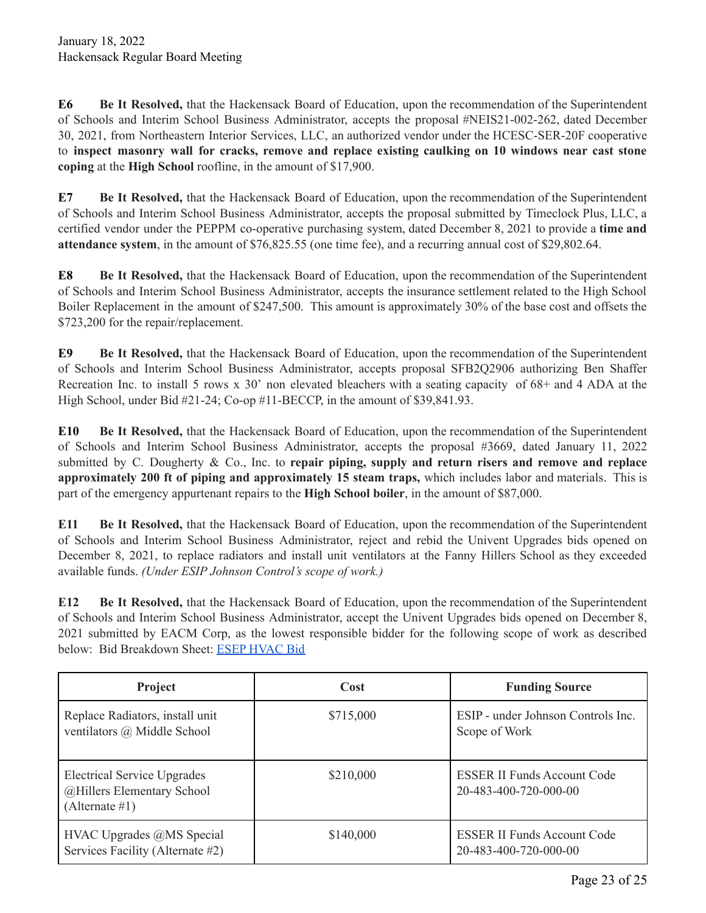**E6** **Be It Resolved,** that the Hackensack Board of Education, upon the recommendation of the Superintendent of Schools and Interim School Business Administrator, accepts the proposal #NEIS21-002-262, dated December 30, 2021, from Northeastern Interior Services, LLC, an authorized vendor under the HCESC-SER-20F cooperative to **inspect masonry wall for cracks, remove and replace existing caulking on 10 windows near cast stone coping** at the **High School** roofline, in the amount of $17,900.

**E7** **Be It Resolved,** that the Hackensack Board of Education, upon the recommendation of the Superintendent of Schools and Interim School Business Administrator, accepts the proposal submitted by Timeclock Plus, LLC, a certified vendor under the PEPPM co-operative purchasing system, dated December 8, 2021 to provide a **time and attendance system**, in the amount of $76,825.55 (one time fee), and a recurring annual cost of $29,802.64.

**E8** **Be It Resolved,** that the Hackensack Board of Education, upon the recommendation of the Superintendent of Schools and Interim School Business Administrator, accepts the insurance settlement related to the High School Boiler Replacement in the amount of $247,500. This amount is approximately 30% of the base cost and offsets the $723,200 for the repair/replacement.

**E9** **Be It Resolved,** that the Hackensack Board of Education, upon the recommendation of the Superintendent of Schools and Interim School Business Administrator, accepts proposal SFB2Q2906 authorizing Ben Shaffer Recreation Inc. to install 5 rows x 30' non elevated bleachers with a seating capacity of 68+ and 4 ADA at the High School, under Bid #21-24; Co-op #11-BECCP, in the amount of $39,841.93.

**E10** **Be It Resolved,** that the Hackensack Board of Education, upon the recommendation of the Superintendent of Schools and Interim School Business Administrator, accepts the proposal #3669, dated January 11, 2022 submitted by C. Dougherty & Co., Inc. to **repair piping, supply and return risers and remove and replace approximately 200 ft of piping and approximately 15 steam traps,** which includes labor and materials. This is part of the emergency appurtenant repairs to the **High School boiler**, in the amount of $87,000.

**E11** **Be It Resolved,** that the Hackensack Board of Education, upon the recommendation of the Superintendent of Schools and Interim School Business Administrator, reject and rebid the Univent Upgrades bids opened on December 8, 2021, to replace radiators and install unit ventilators at the Fanny Hillers School as they exceeded available funds. *(Under ESIP Johnson Control's scope of work.)*

**E12** **Be It Resolved,** that the Hackensack Board of Education, upon the recommendation of the Superintendent of Schools and Interim School Business Administrator, accept the Univent Upgrades bids opened on December 8, 2021 submitted by EACM Corp, as the lowest responsible bidder for the following scope of work as described below: Bid Breakdown Sheet: ESEP HVAC Bid

| Project | Cost | Funding Source |
|---|---|---|
| Replace Radiators, install unit ventilators @ Middle School | $715,000 | ESIP - under Johnson Controls Inc. Scope of Work |
| Electrical Service Upgrades @Hillers Elementary School (Alternate #1) | $210,000 | ESSER II Funds Account Code 20-483-400-720-000-00 |
| HVAC Upgrades @MS Special Services Facility (Alternate #2) | $140,000 | ESSER II Funds Account Code 20-483-400-720-000-00 |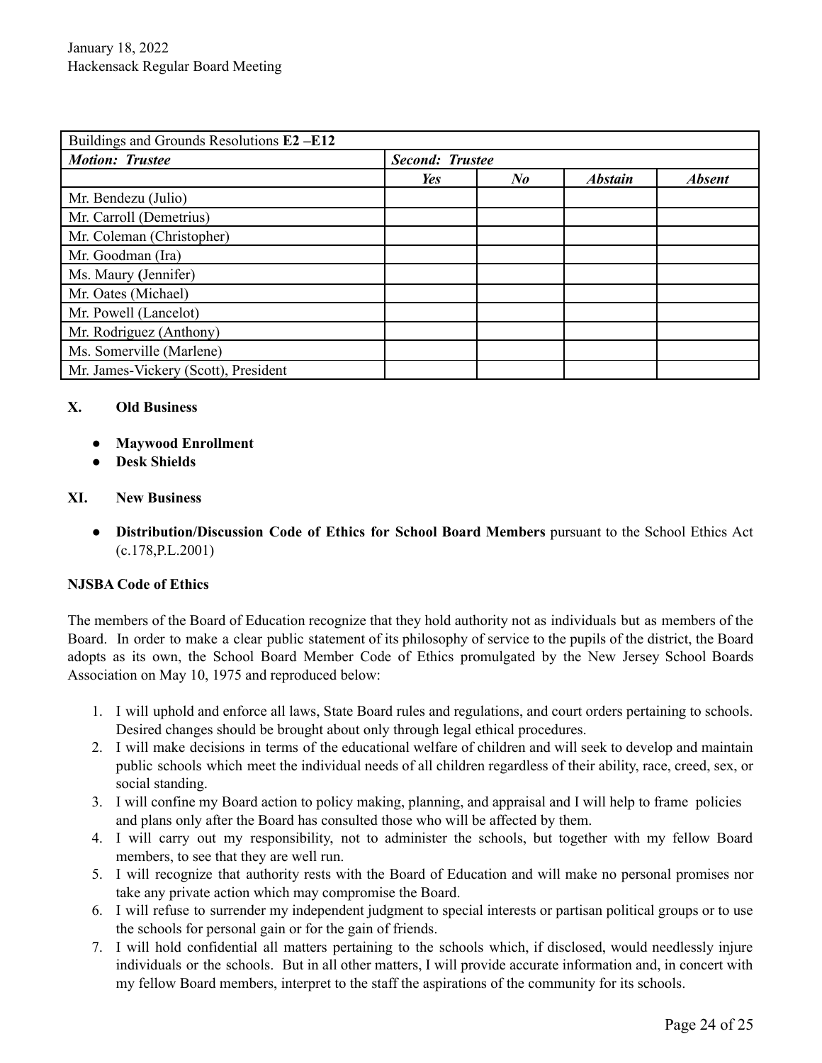| Buildings and Grounds Resolutions **E2 –E12** | | | | |
|---|---|---|---|---|
| ***Motion: Trustee*** | ***Second: Trustee*** | | | |
| | ***Yes*** | ***No*** | ***Abstain*** | ***Absent*** |
| Mr. Bendezu (Julio) | | | | |
| Mr. Carroll (Demetrius) | | | | |
| Mr. Coleman (Christopher) | | | | |
| Mr. Goodman (Ira) | | | | |
| Ms. Maury (Jennifer) | | | | |
| Mr. Oates (Michael) | | | | |
| Mr. Powell (Lancelot) | | | | |
| Mr. Rodriguez (Anthony) | | | | |
| Ms. Somerville (Marlene) | | | | |
| Mr. James-Vickery (Scott), President | | | | |

**X. Old Business**

- **Maywood Enrollment**
- **Desk Shields**

**XI. New Business**

- **Distribution/Discussion Code of Ethics for School Board Members** pursuant to the School Ethics Act (c.178,P.L.2001)

**NJSBA Code of Ethics**

The members of the Board of Education recognize that they hold authority not as individuals but as members of the Board. In order to make a clear public statement of its philosophy of service to the pupils of the district, the Board adopts as its own, the School Board Member Code of Ethics promulgated by the New Jersey School Boards Association on May 10, 1975 and reproduced below:

1. I will uphold and enforce all laws, State Board rules and regulations, and court orders pertaining to schools. Desired changes should be brought about only through legal ethical procedures.
2. I will make decisions in terms of the educational welfare of children and will seek to develop and maintain public schools which meet the individual needs of all children regardless of their ability, race, creed, sex, or social standing.
3. I will confine my Board action to policy making, planning, and appraisal and I will help to frame policies and plans only after the Board has consulted those who will be affected by them.
4. I will carry out my responsibility, not to administer the schools, but together with my fellow Board members, to see that they are well run.
5. I will recognize that authority rests with the Board of Education and will make no personal promises nor take any private action which may compromise the Board.
6. I will refuse to surrender my independent judgment to special interests or partisan political groups or to use the schools for personal gain or for the gain of friends.
7. I will hold confidential all matters pertaining to the schools which, if disclosed, would needlessly injure individuals or the schools. But in all other matters, I will provide accurate information and, in concert with my fellow Board members, interpret to the staff the aspirations of the community for its schools.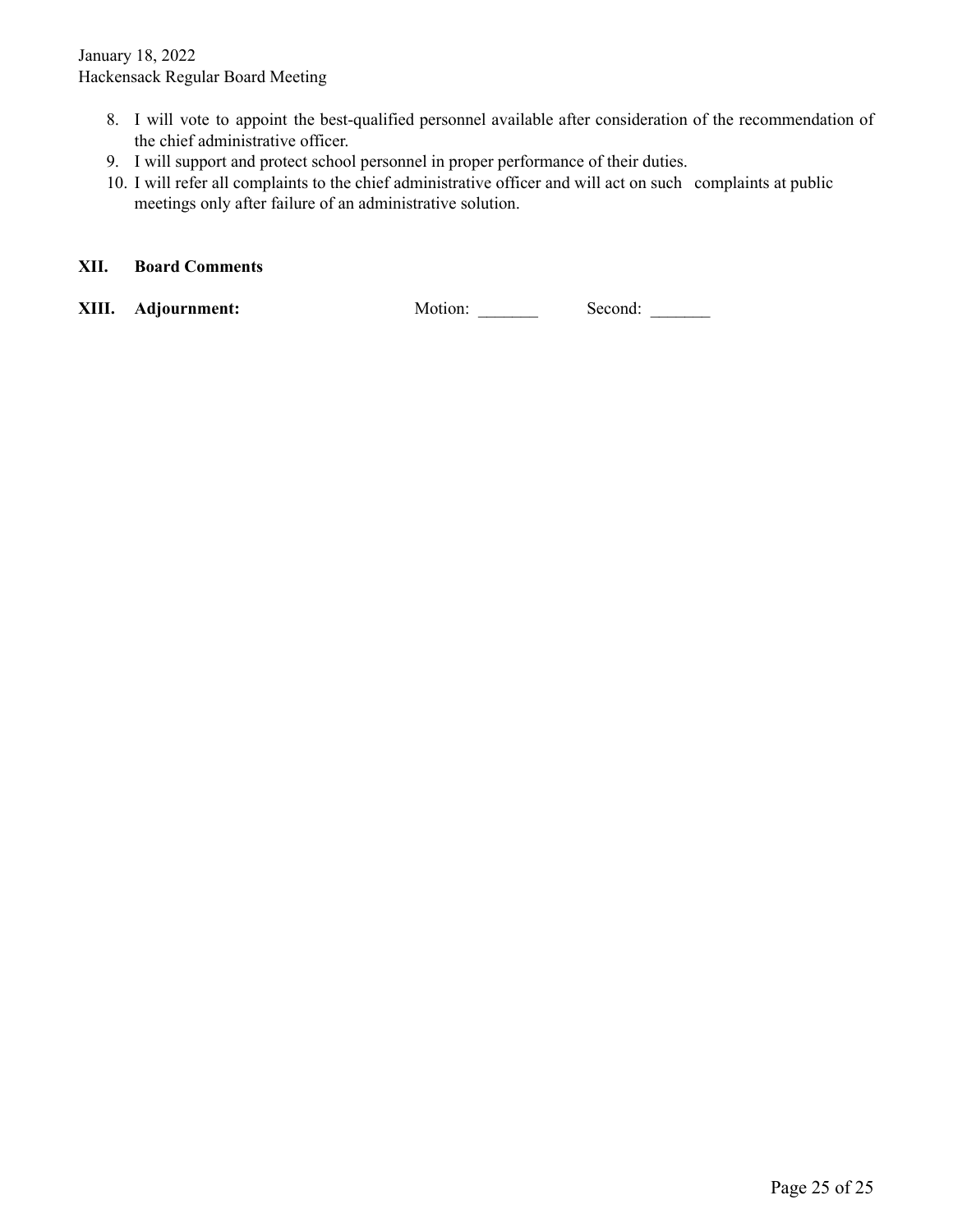8. I will vote to appoint the best-qualified personnel available after consideration of the recommendation of the chief administrative officer.
9. I will support and protect school personnel in proper performance of their duties.
10. I will refer all complaints to the chief administrative officer and will act on such complaints at public meetings only after failure of an administrative solution.

**XII. Board Comments**

**XIII. Adjournment:** Motion: _______ Second: _______